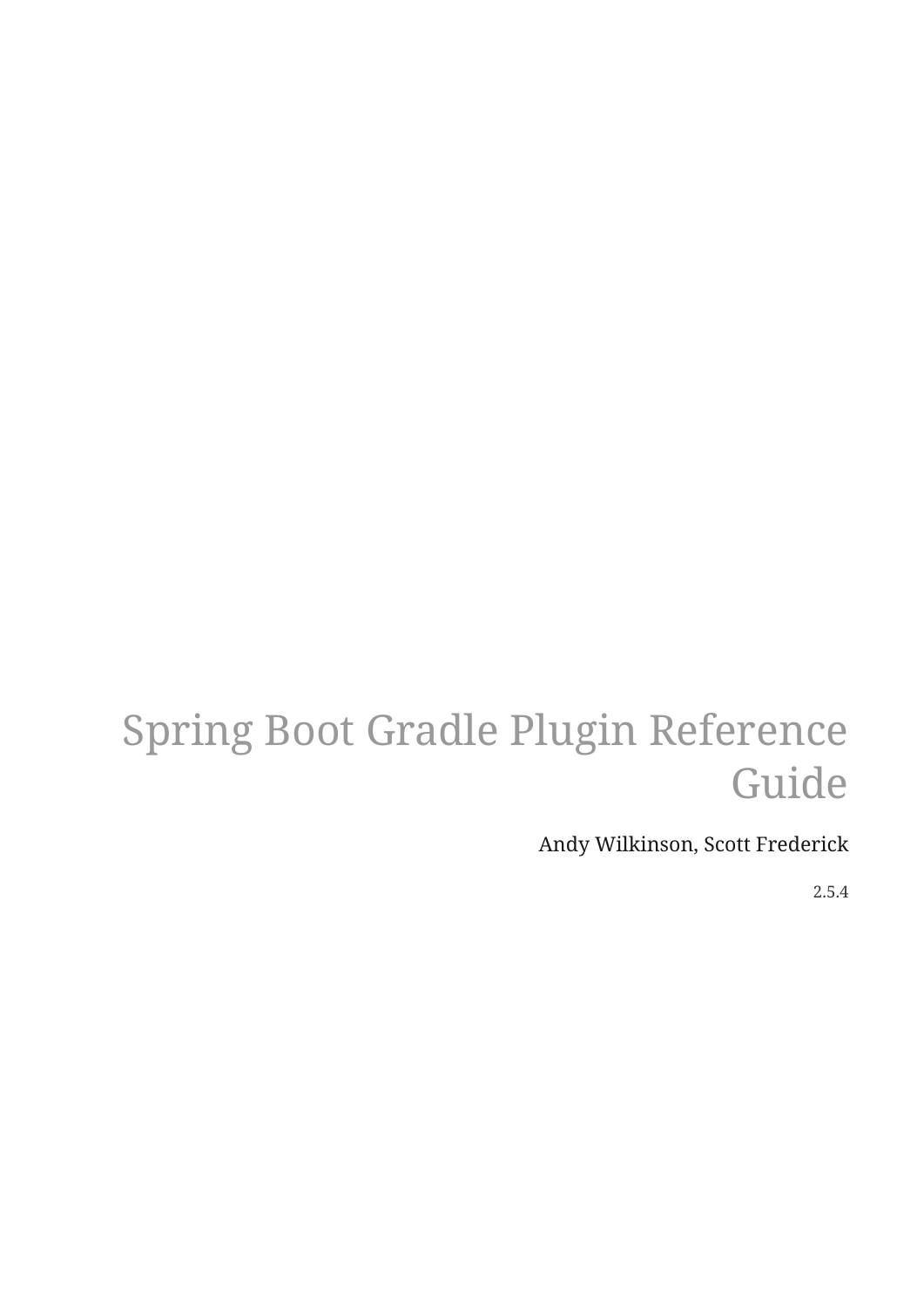# Spring Boot Gradle Plugin Reference Guide

Andy Wilkinson, Scott Frederick

2.5.4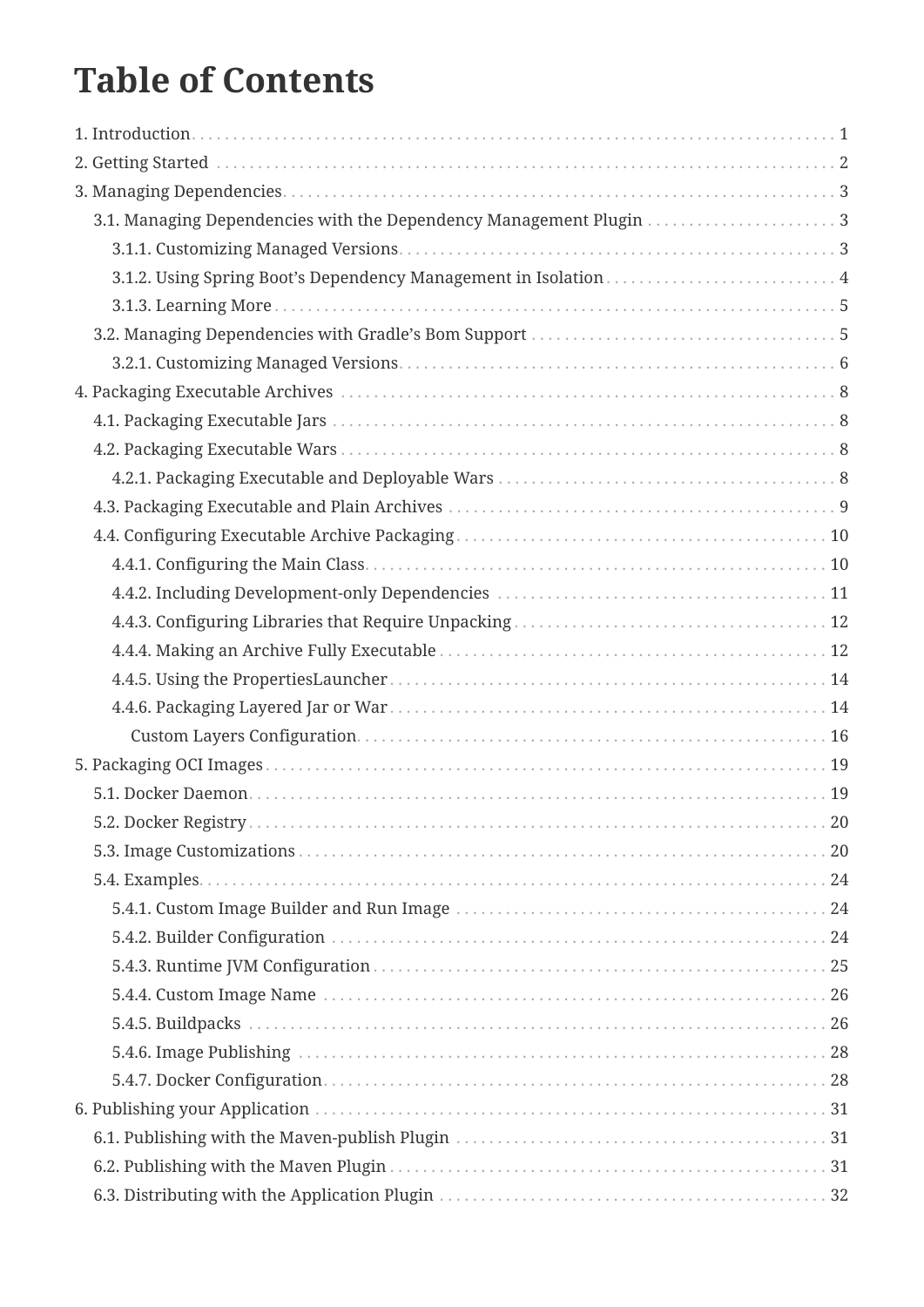# Table of Contents

- 1. Introduction 1
- 2. Getting Started 2
- 3. Managing Dependencies 3
  - 3.1. Managing Dependencies with the Dependency Management Plugin 3
    - 3.1.1. Customizing Managed Versions 3
    - 3.1.2. Using Spring Boot's Dependency Management in Isolation 4
    - 3.1.3. Learning More 5
  - 3.2. Managing Dependencies with Gradle's Bom Support 5
    - 3.2.1. Customizing Managed Versions 6
- 4. Packaging Executable Archives 8
  - 4.1. Packaging Executable Jars 8
  - 4.2. Packaging Executable Wars 8
    - 4.2.1. Packaging Executable and Deployable Wars 8
  - 4.3. Packaging Executable and Plain Archives 9
  - 4.4. Configuring Executable Archive Packaging 10
    - 4.4.1. Configuring the Main Class 10
    - 4.4.2. Including Development-only Dependencies 11
    - 4.4.3. Configuring Libraries that Require Unpacking 12
    - 4.4.4. Making an Archive Fully Executable 12
    - 4.4.5. Using the PropertiesLauncher 14
    - 4.4.6. Packaging Layered Jar or War 14
      - Custom Layers Configuration 16
- 5. Packaging OCI Images 19
  - 5.1. Docker Daemon 19
  - 5.2. Docker Registry 20
  - 5.3. Image Customizations 20
  - 5.4. Examples 24
    - 5.4.1. Custom Image Builder and Run Image 24
    - 5.4.2. Builder Configuration 24
    - 5.4.3. Runtime JVM Configuration 25
    - 5.4.4. Custom Image Name 26
    - 5.4.5. Buildpacks 26
    - 5.4.6. Image Publishing 28
    - 5.4.7. Docker Configuration 28
- 6. Publishing your Application 31
  - 6.1. Publishing with the Maven-publish Plugin 31
  - 6.2. Publishing with the Maven Plugin 31
  - 6.3. Distributing with the Application Plugin 32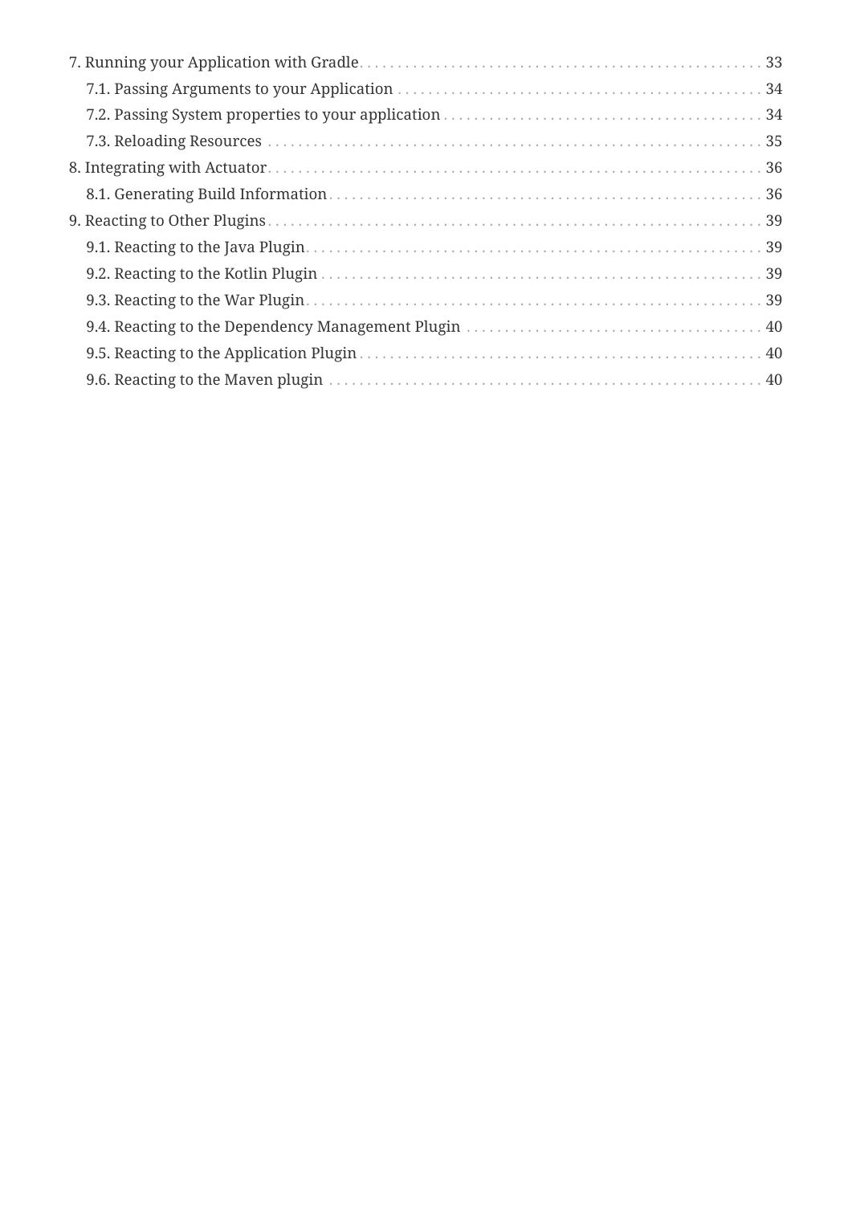- 7. Running your Application with Gradle . . . . . 33
  - 7.1. Passing Arguments to your Application . . . . . 34
  - 7.2. Passing System properties to your application . . . . . 34
  - 7.3. Reloading Resources . . . . . 35
- 8. Integrating with Actuator . . . . . 36
  - 8.1. Generating Build Information . . . . . 36
- 9. Reacting to Other Plugins . . . . . 39
  - 9.1. Reacting to the Java Plugin . . . . . 39
  - 9.2. Reacting to the Kotlin Plugin . . . . . 39
  - 9.3. Reacting to the War Plugin . . . . . 39
  - 9.4. Reacting to the Dependency Management Plugin . . . . . 40
  - 9.5. Reacting to the Application Plugin . . . . . 40
  - 9.6. Reacting to the Maven plugin . . . . . 40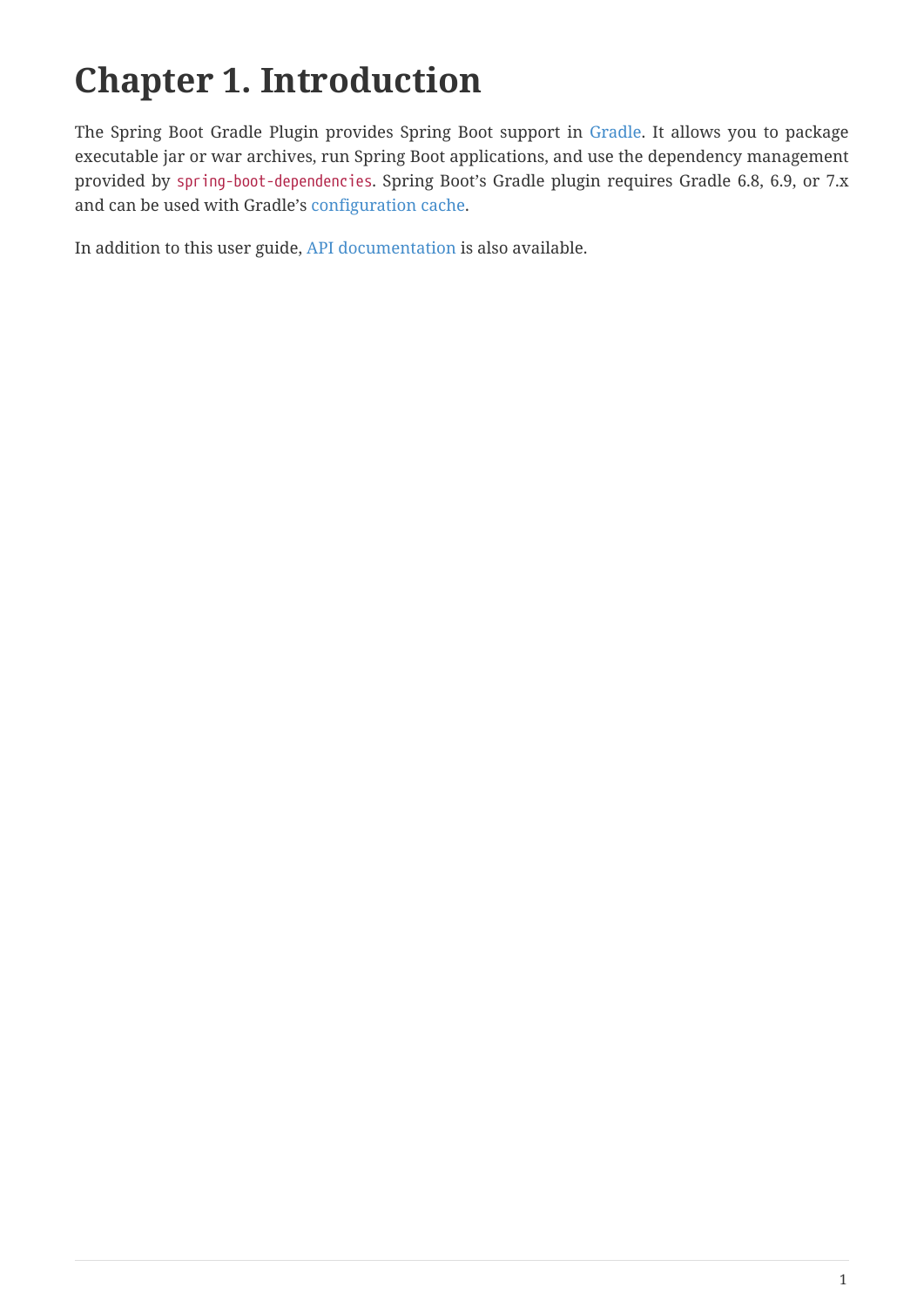# Chapter 1. Introduction

The Spring Boot Gradle Plugin provides Spring Boot support in Gradle. It allows you to package executable jar or war archives, run Spring Boot applications, and use the dependency management provided by `spring-boot-dependencies`. Spring Boot's Gradle plugin requires Gradle 6.8, 6.9, or 7.x and can be used with Gradle's configuration cache.

In addition to this user guide, API documentation is also available.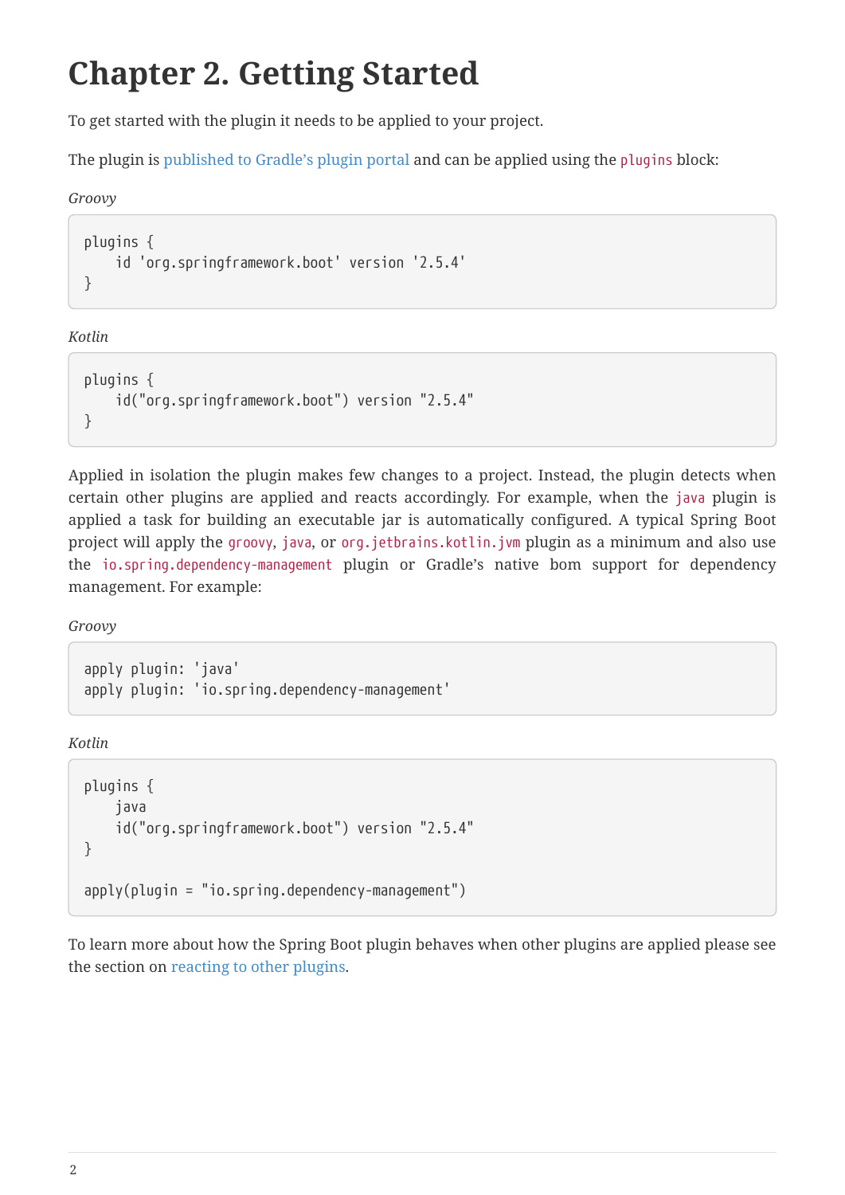# Chapter 2. Getting Started

To get started with the plugin it needs to be applied to your project.

The plugin is published to Gradle's plugin portal and can be applied using the `plugins` block:

*Groovy*

```
plugins {
    id 'org.springframework.boot' version '2.5.4'
}
```

*Kotlin*

```
plugins {
    id("org.springframework.boot") version "2.5.4"
}
```

Applied in isolation the plugin makes few changes to a project. Instead, the plugin detects when certain other plugins are applied and reacts accordingly. For example, when the `java` plugin is applied a task for building an executable jar is automatically configured. A typical Spring Boot project will apply the `groovy`, `java`, or `org.jetbrains.kotlin.jvm` plugin as a minimum and also use the `io.spring.dependency-management` plugin or Gradle's native bom support for dependency management. For example:

*Groovy*

```
apply plugin: 'java'
apply plugin: 'io.spring.dependency-management'
```

*Kotlin*

```
plugins {
    java
    id("org.springframework.boot") version "2.5.4"
}

apply(plugin = "io.spring.dependency-management")
```

To learn more about how the Spring Boot plugin behaves when other plugins are applied please see the section on reacting to other plugins.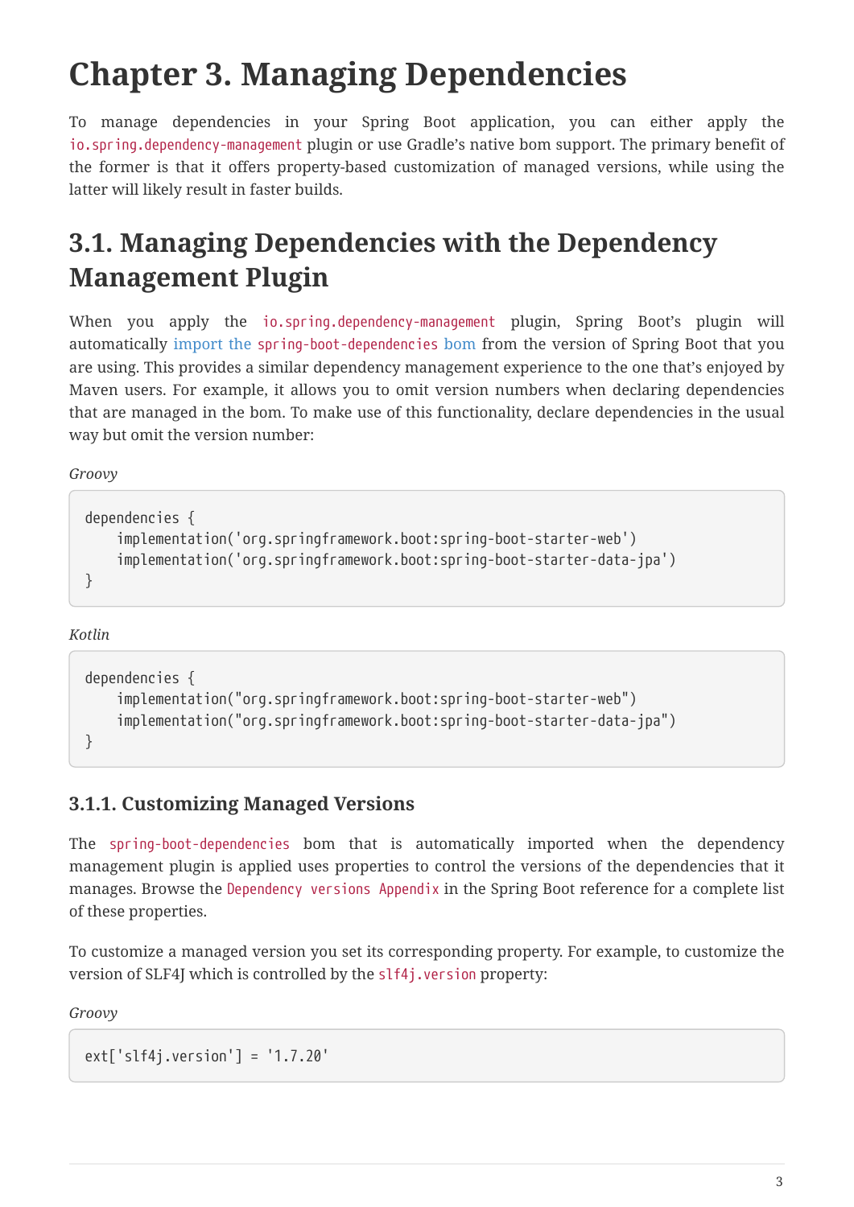# Chapter 3. Managing Dependencies

To manage dependencies in your Spring Boot application, you can either apply the `io.spring.dependency-management` plugin or use Gradle's native bom support. The primary benefit of the former is that it offers property-based customization of managed versions, while using the latter will likely result in faster builds.

## 3.1. Managing Dependencies with the Dependency Management Plugin

When you apply the `io.spring.dependency-management` plugin, Spring Boot's plugin will automatically import the `spring-boot-dependencies` bom from the version of Spring Boot that you are using. This provides a similar dependency management experience to the one that's enjoyed by Maven users. For example, it allows you to omit version numbers when declaring dependencies that are managed in the bom. To make use of this functionality, declare dependencies in the usual way but omit the version number:

*Groovy*

```
dependencies {
    implementation('org.springframework.boot:spring-boot-starter-web')
    implementation('org.springframework.boot:spring-boot-starter-data-jpa')
}
```

*Kotlin*

```
dependencies {
    implementation("org.springframework.boot:spring-boot-starter-web")
    implementation("org.springframework.boot:spring-boot-starter-data-jpa")
}
```

### 3.1.1. Customizing Managed Versions

The `spring-boot-dependencies` bom that is automatically imported when the dependency management plugin is applied uses properties to control the versions of the dependencies that it manages. Browse the `Dependency versions Appendix` in the Spring Boot reference for a complete list of these properties.

To customize a managed version you set its corresponding property. For example, to customize the version of SLF4J which is controlled by the `slf4j.version` property:

*Groovy*

```
ext['slf4j.version'] = '1.7.20'
```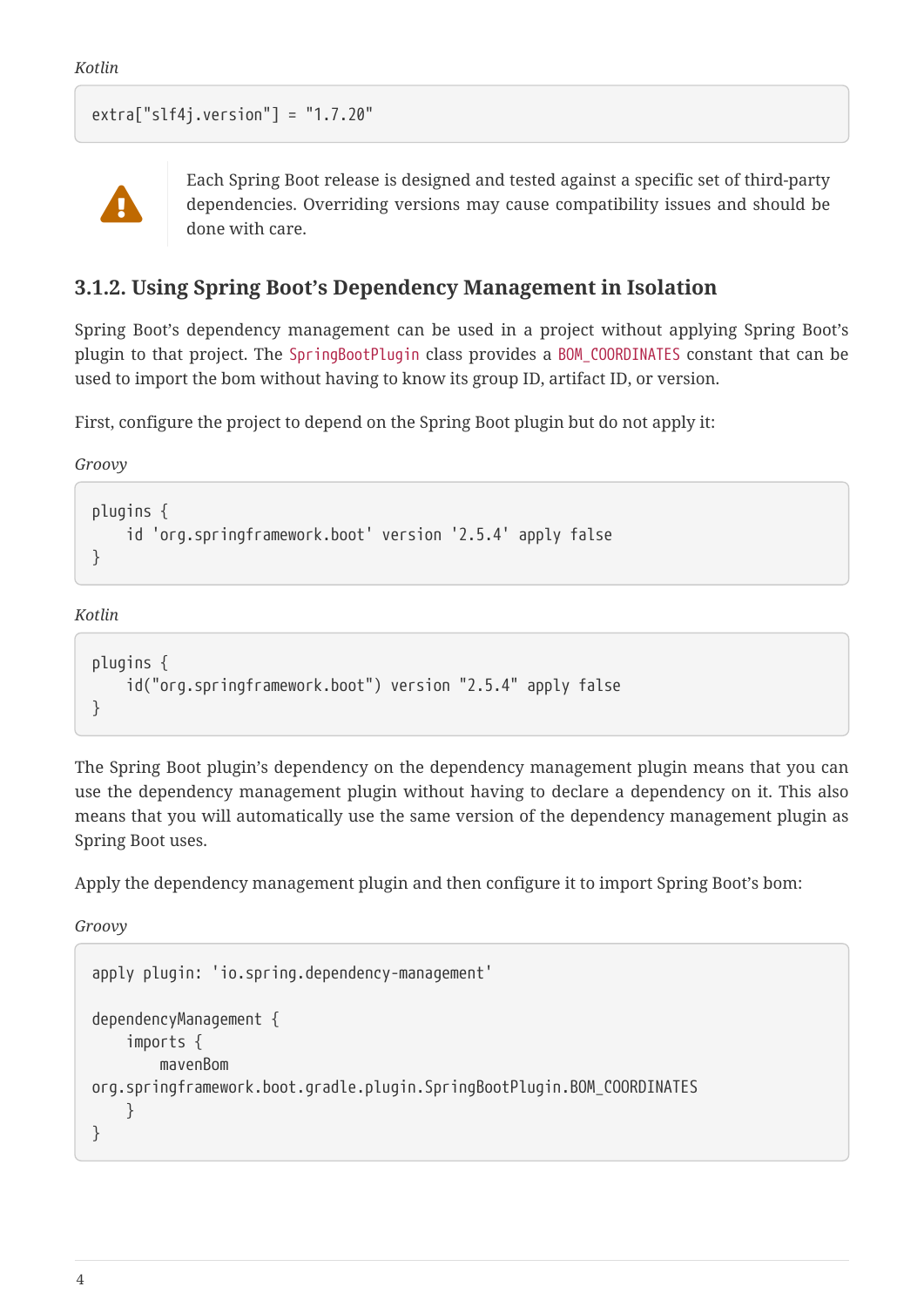*Kotlin*

```
extra["slf4j.version"] = "1.7.20"
```

> Each Spring Boot release is designed and tested against a specific set of third-party dependencies. Overriding versions may cause compatibility issues and should be done with care.

### 3.1.2. Using Spring Boot's Dependency Management in Isolation

Spring Boot's dependency management can be used in a project without applying Spring Boot's plugin to that project. The `SpringBootPlugin` class provides a `BOM_COORDINATES` constant that can be used to import the bom without having to know its group ID, artifact ID, or version.

First, configure the project to depend on the Spring Boot plugin but do not apply it:

*Groovy*

```
plugins {
    id 'org.springframework.boot' version '2.5.4' apply false
}
```

*Kotlin*

```
plugins {
    id("org.springframework.boot") version "2.5.4" apply false
}
```

The Spring Boot plugin's dependency on the dependency management plugin means that you can use the dependency management plugin without having to declare a dependency on it. This also means that you will automatically use the same version of the dependency management plugin as Spring Boot uses.

Apply the dependency management plugin and then configure it to import Spring Boot's bom:

*Groovy*

```
apply plugin: 'io.spring.dependency-management'

dependencyManagement {
    imports {
        mavenBom
org.springframework.boot.gradle.plugin.SpringBootPlugin.BOM_COORDINATES
    }
}
```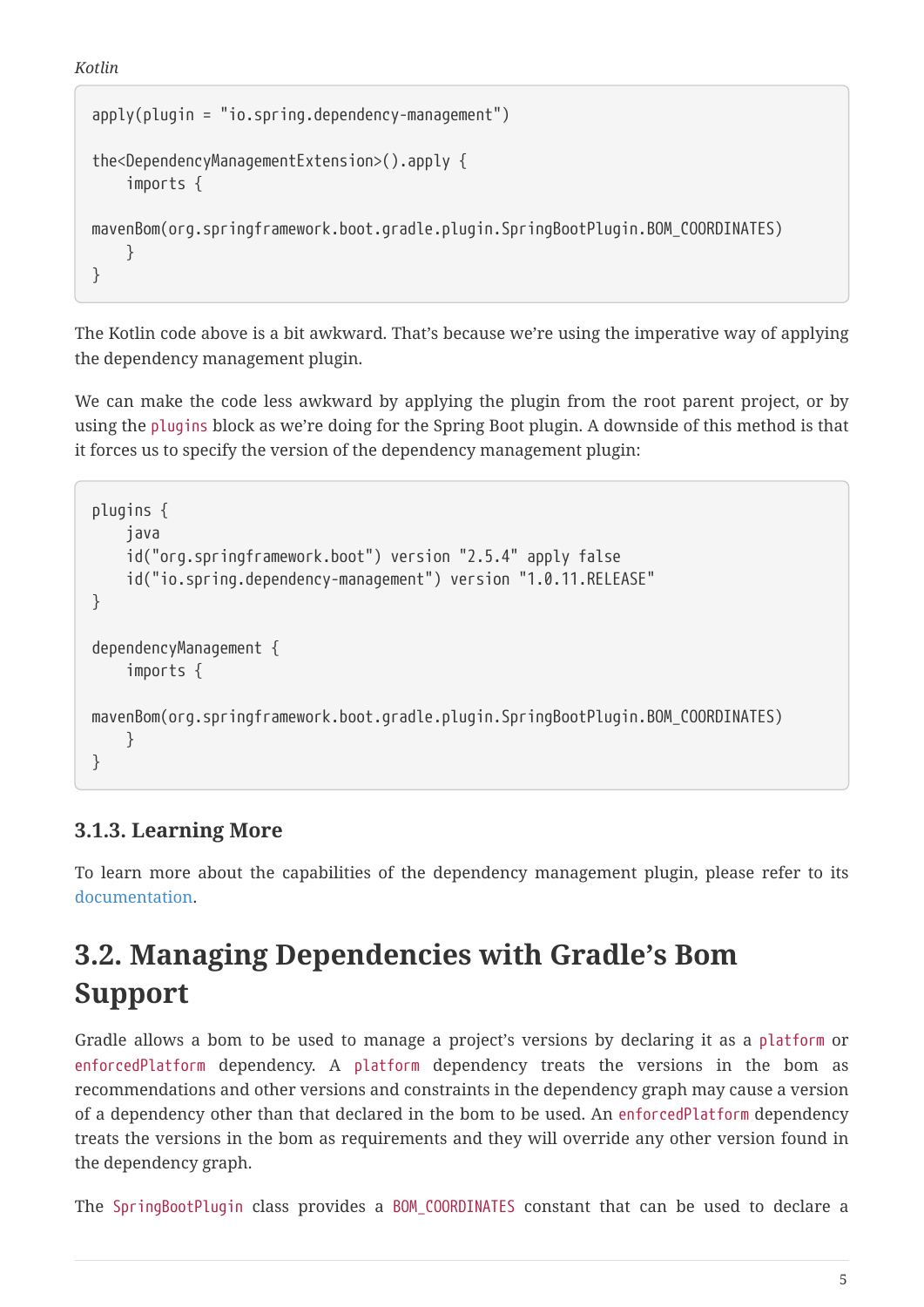*Kotlin*

```
apply(plugin = "io.spring.dependency-management")

the<DependencyManagementExtension>().apply {
    imports {

mavenBom(org.springframework.boot.gradle.plugin.SpringBootPlugin.BOM_COORDINATES)
    }
}
```

The Kotlin code above is a bit awkward. That's because we're using the imperative way of applying the dependency management plugin.

We can make the code less awkward by applying the plugin from the root parent project, or by using the `plugins` block as we're doing for the Spring Boot plugin. A downside of this method is that it forces us to specify the version of the dependency management plugin:

```
plugins {
    java
    id("org.springframework.boot") version "2.5.4" apply false
    id("io.spring.dependency-management") version "1.0.11.RELEASE"
}

dependencyManagement {
    imports {

mavenBom(org.springframework.boot.gradle.plugin.SpringBootPlugin.BOM_COORDINATES)
    }
}
```

### 3.1.3. Learning More

To learn more about the capabilities of the dependency management plugin, please refer to its documentation.

## 3.2. Managing Dependencies with Gradle's Bom Support

Gradle allows a bom to be used to manage a project's versions by declaring it as a `platform` or `enforcedPlatform` dependency. A `platform` dependency treats the versions in the bom as recommendations and other versions and constraints in the dependency graph may cause a version of a dependency other than that declared in the bom to be used. An `enforcedPlatform` dependency treats the versions in the bom as requirements and they will override any other version found in the dependency graph.

The `SpringBootPlugin` class provides a `BOM_COORDINATES` constant that can be used to declare a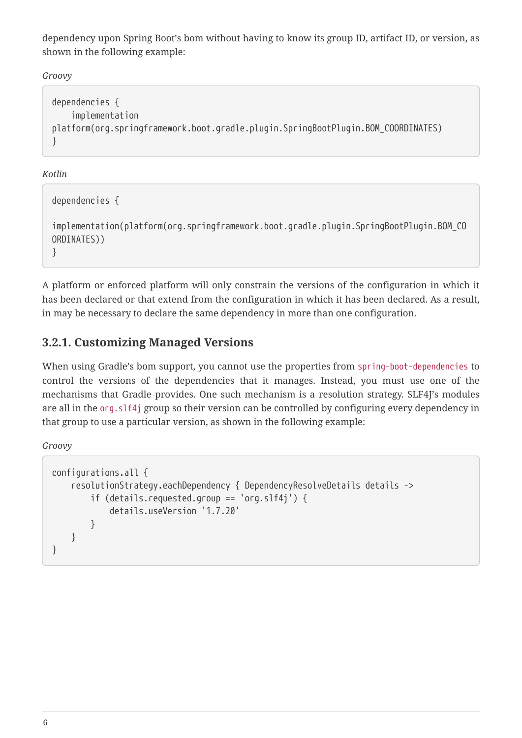dependency upon Spring Boot's bom without having to know its group ID, artifact ID, or version, as shown in the following example:

*Groovy*

```
dependencies {
    implementation
platform(org.springframework.boot.gradle.plugin.SpringBootPlugin.BOM_COORDINATES)
}
```

*Kotlin*

```
dependencies {

implementation(platform(org.springframework.boot.gradle.plugin.SpringBootPlugin.BOM_CO
ORDINATES))
}
```

A platform or enforced platform will only constrain the versions of the configuration in which it has been declared or that extend from the configuration in which it has been declared. As a result, in may be necessary to declare the same dependency in more than one configuration.

### 3.2.1. Customizing Managed Versions

When using Gradle's bom support, you cannot use the properties from `spring-boot-dependencies` to control the versions of the dependencies that it manages. Instead, you must use one of the mechanisms that Gradle provides. One such mechanism is a resolution strategy. SLF4J's modules are all in the `org.slf4j` group so their version can be controlled by configuring every dependency in that group to use a particular version, as shown in the following example:

*Groovy*

```
configurations.all {
    resolutionStrategy.eachDependency { DependencyResolveDetails details ->
        if (details.requested.group == 'org.slf4j') {
            details.useVersion '1.7.20'
        }
    }
}
```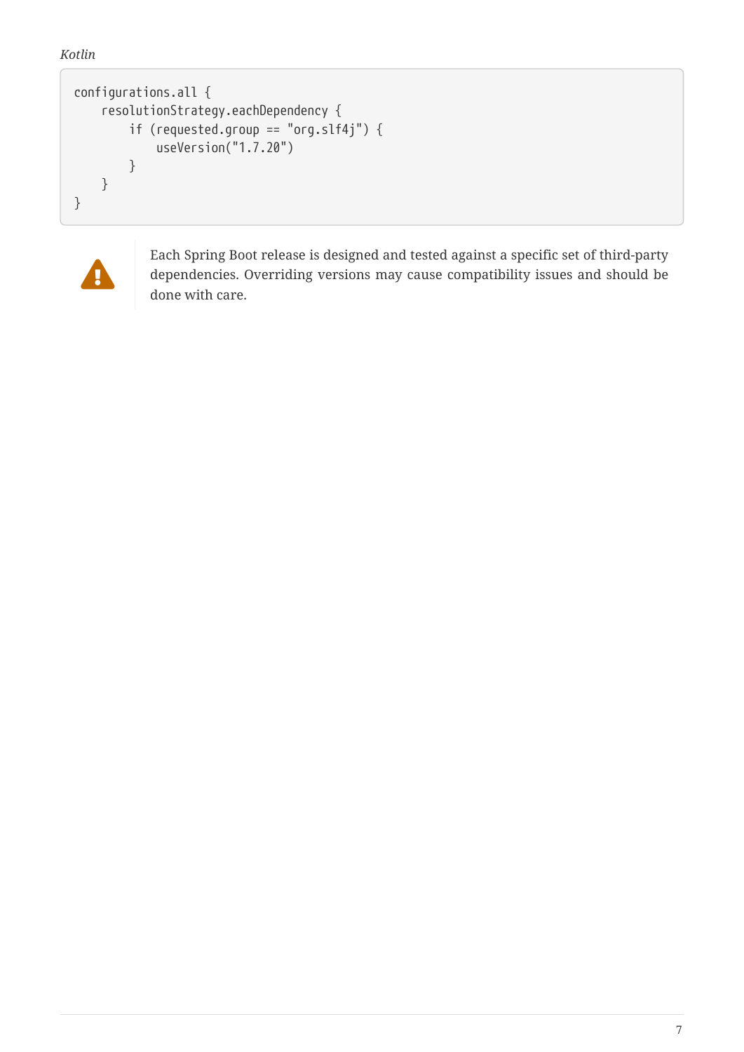*Kotlin*

```
configurations.all {
    resolutionStrategy.eachDependency {
        if (requested.group == "org.slf4j") {
            useVersion("1.7.20")
        }
    }
}
```

> Each Spring Boot release is designed and tested against a specific set of third-party dependencies. Overriding versions may cause compatibility issues and should be done with care.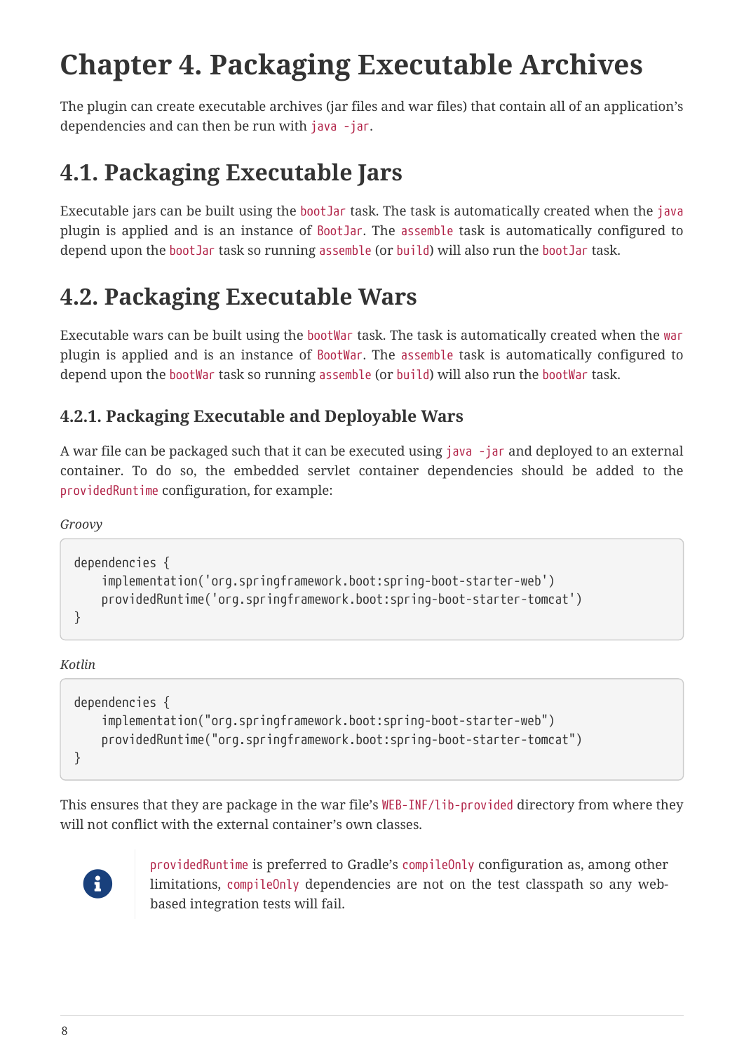# Chapter 4. Packaging Executable Archives

The plugin can create executable archives (jar files and war files) that contain all of an application's dependencies and can then be run with `java -jar`.

## 4.1. Packaging Executable Jars

Executable jars can be built using the `bootJar` task. The task is automatically created when the `java` plugin is applied and is an instance of `BootJar`. The `assemble` task is automatically configured to depend upon the `bootJar` task so running `assemble` (or `build`) will also run the `bootJar` task.

## 4.2. Packaging Executable Wars

Executable wars can be built using the `bootWar` task. The task is automatically created when the `war` plugin is applied and is an instance of `BootWar`. The `assemble` task is automatically configured to depend upon the `bootWar` task so running `assemble` (or `build`) will also run the `bootWar` task.

### 4.2.1. Packaging Executable and Deployable Wars

A war file can be packaged such that it can be executed using `java -jar` and deployed to an external container. To do so, the embedded servlet container dependencies should be added to the `providedRuntime` configuration, for example:

*Groovy*

```
dependencies {
    implementation('org.springframework.boot:spring-boot-starter-web')
    providedRuntime('org.springframework.boot:spring-boot-starter-tomcat')
}
```

*Kotlin*

```
dependencies {
    implementation("org.springframework.boot:spring-boot-starter-web")
    providedRuntime("org.springframework.boot:spring-boot-starter-tomcat")
}
```

This ensures that they are package in the war file's `WEB-INF/lib-provided` directory from where they will not conflict with the external container's own classes.

> `providedRuntime` is preferred to Gradle's `compileOnly` configuration as, among other limitations, `compileOnly` dependencies are not on the test classpath so any web-based integration tests will fail.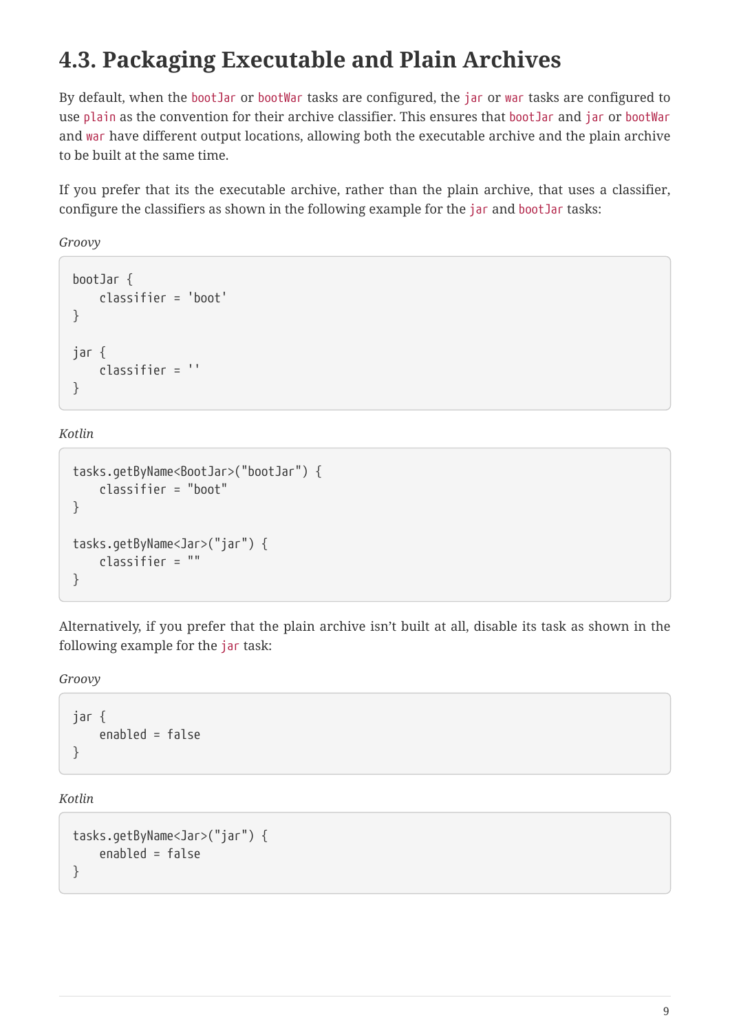## 4.3. Packaging Executable and Plain Archives

By default, when the `bootJar` or `bootWar` tasks are configured, the `jar` or `war` tasks are configured to use `plain` as the convention for their archive classifier. This ensures that `bootJar` and `jar` or `bootWar` and `war` have different output locations, allowing both the executable archive and the plain archive to be built at the same time.

If you prefer that its the executable archive, rather than the plain archive, that uses a classifier, configure the classifiers as shown in the following example for the `jar` and `bootJar` tasks:

*Groovy*

```
bootJar {
    classifier = 'boot'
}

jar {
    classifier = ''
}
```

*Kotlin*

```
tasks.getByName<BootJar>("bootJar") {
    classifier = "boot"
}

tasks.getByName<Jar>("jar") {
    classifier = ""
}
```

Alternatively, if you prefer that the plain archive isn't built at all, disable its task as shown in the following example for the `jar` task:

*Groovy*

```
jar {
    enabled = false
}
```

*Kotlin*

```
tasks.getByName<Jar>("jar") {
    enabled = false
}
```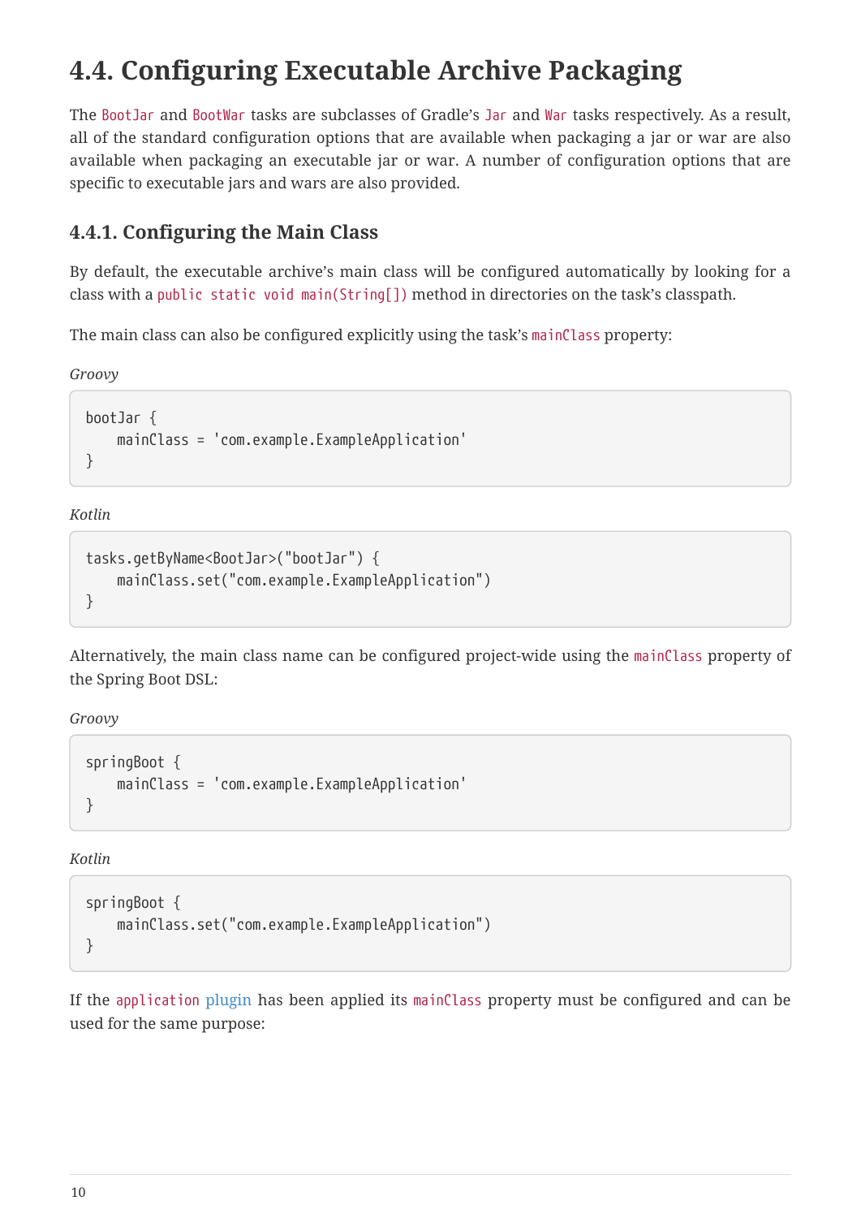## 4.4. Configuring Executable Archive Packaging

The `BootJar` and `BootWar` tasks are subclasses of Gradle's `Jar` and `War` tasks respectively. As a result, all of the standard configuration options that are available when packaging a jar or war are also available when packaging an executable jar or war. A number of configuration options that are specific to executable jars and wars are also provided.

### 4.4.1. Configuring the Main Class

By default, the executable archive's main class will be configured automatically by looking for a class with a `public static void main(String[])` method in directories on the task's classpath.

The main class can also be configured explicitly using the task's `mainClass` property:

*Groovy*

```
bootJar {
    mainClass = 'com.example.ExampleApplication'
}
```

*Kotlin*

```
tasks.getByName<BootJar>("bootJar") {
    mainClass.set("com.example.ExampleApplication")
}
```

Alternatively, the main class name can be configured project-wide using the `mainClass` property of the Spring Boot DSL:

*Groovy*

```
springBoot {
    mainClass = 'com.example.ExampleApplication'
}
```

*Kotlin*

```
springBoot {
    mainClass.set("com.example.ExampleApplication")
}
```

If the `application` plugin has been applied its `mainClass` property must be configured and can be used for the same purpose: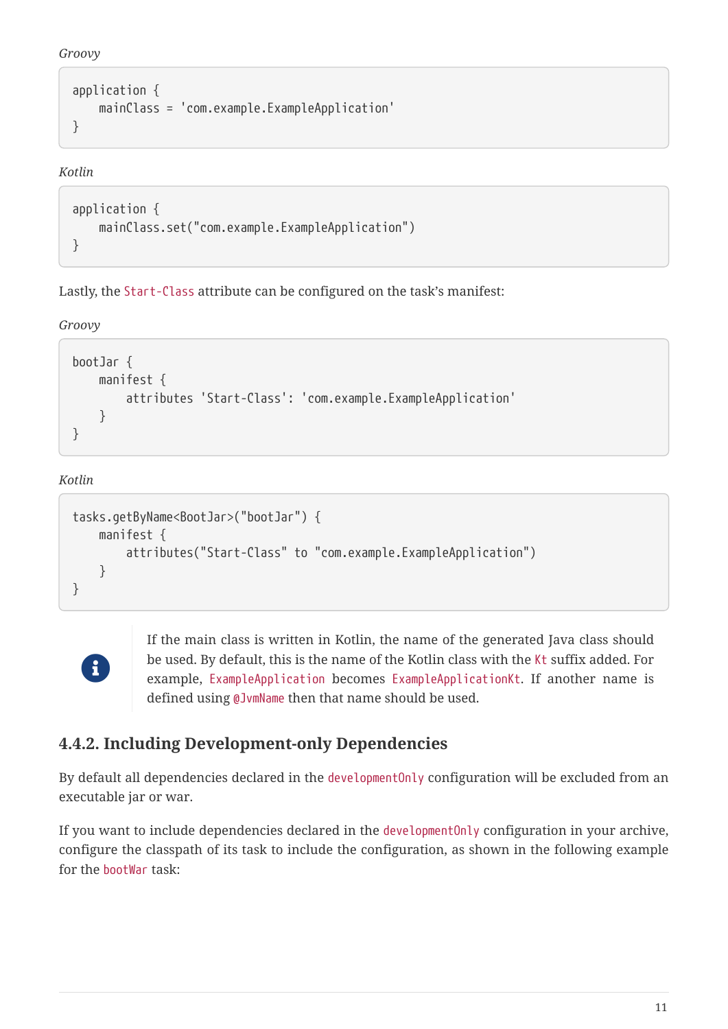*Groovy*

```
application {
    mainClass = 'com.example.ExampleApplication'
}
```

*Kotlin*

```
application {
    mainClass.set("com.example.ExampleApplication")
}
```

Lastly, the `Start-Class` attribute can be configured on the task's manifest:

*Groovy*

```
bootJar {
    manifest {
        attributes 'Start-Class': 'com.example.ExampleApplication'
    }
}
```

*Kotlin*

```
tasks.getByName<BootJar>("bootJar") {
    manifest {
        attributes("Start-Class" to "com.example.ExampleApplication")
    }
}
```

> If the main class is written in Kotlin, the name of the generated Java class should be used. By default, this is the name of the Kotlin class with the `Kt` suffix added. For example, `ExampleApplication` becomes `ExampleApplicationKt`. If another name is defined using `@JvmName` then that name should be used.

### 4.4.2. Including Development-only Dependencies

By default all dependencies declared in the `developmentOnly` configuration will be excluded from an executable jar or war.

If you want to include dependencies declared in the `developmentOnly` configuration in your archive, configure the classpath of its task to include the configuration, as shown in the following example for the `bootWar` task: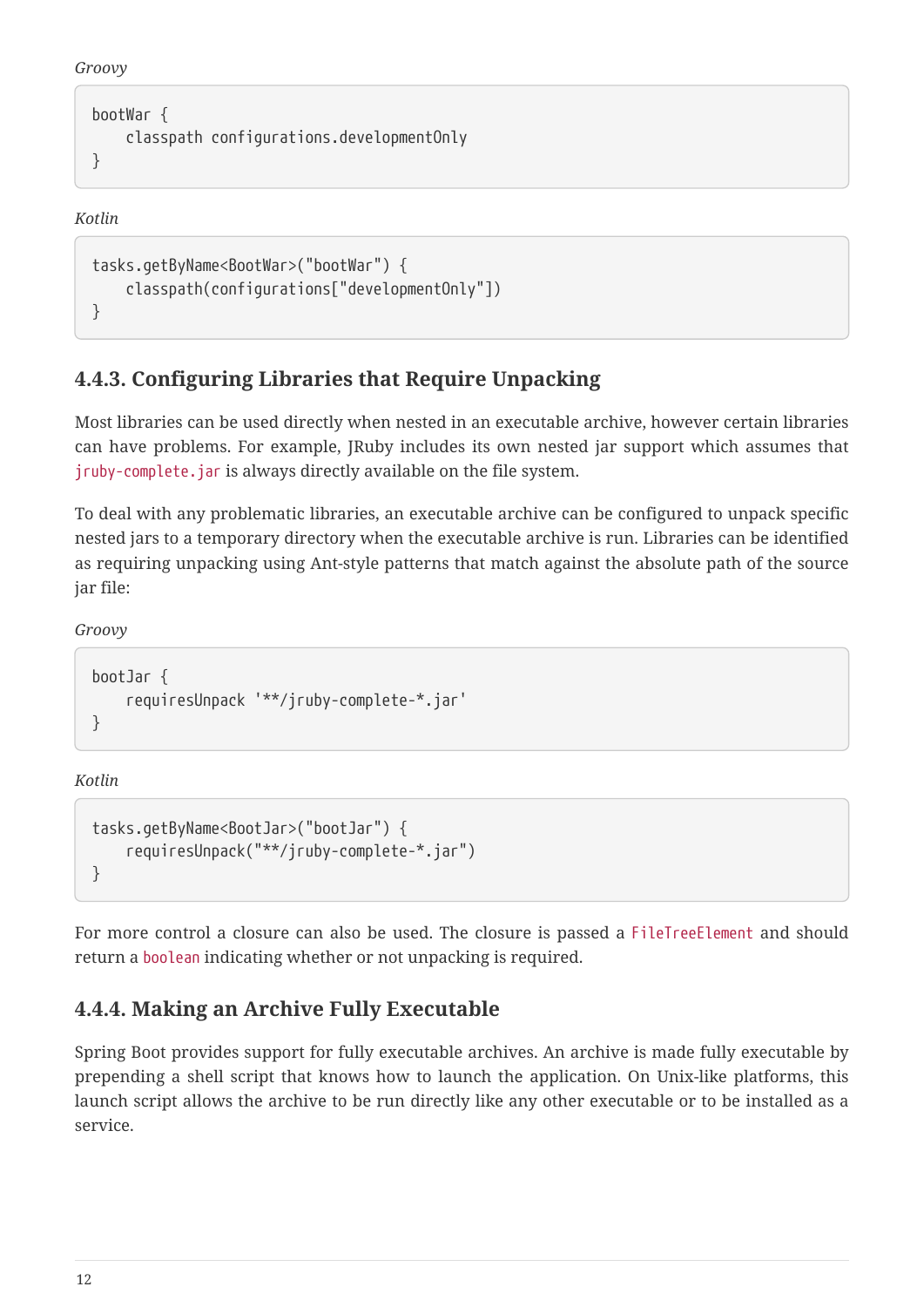*Groovy*

```
bootWar {
    classpath configurations.developmentOnly
}
```

*Kotlin*

```
tasks.getByName<BootWar>("bootWar") {
    classpath(configurations["developmentOnly"])
}
```

### 4.4.3. Configuring Libraries that Require Unpacking

Most libraries can be used directly when nested in an executable archive, however certain libraries can have problems. For example, JRuby includes its own nested jar support which assumes that `jruby-complete.jar` is always directly available on the file system.

To deal with any problematic libraries, an executable archive can be configured to unpack specific nested jars to a temporary directory when the executable archive is run. Libraries can be identified as requiring unpacking using Ant-style patterns that match against the absolute path of the source jar file:

*Groovy*

```
bootJar {
    requiresUnpack '**/jruby-complete-*.jar'
}
```

*Kotlin*

```
tasks.getByName<BootJar>("bootJar") {
    requiresUnpack("**/jruby-complete-*.jar")
}
```

For more control a closure can also be used. The closure is passed a `FileTreeElement` and should return a `boolean` indicating whether or not unpacking is required.

### 4.4.4. Making an Archive Fully Executable

Spring Boot provides support for fully executable archives. An archive is made fully executable by prepending a shell script that knows how to launch the application. On Unix-like platforms, this launch script allows the archive to be run directly like any other executable or to be installed as a service.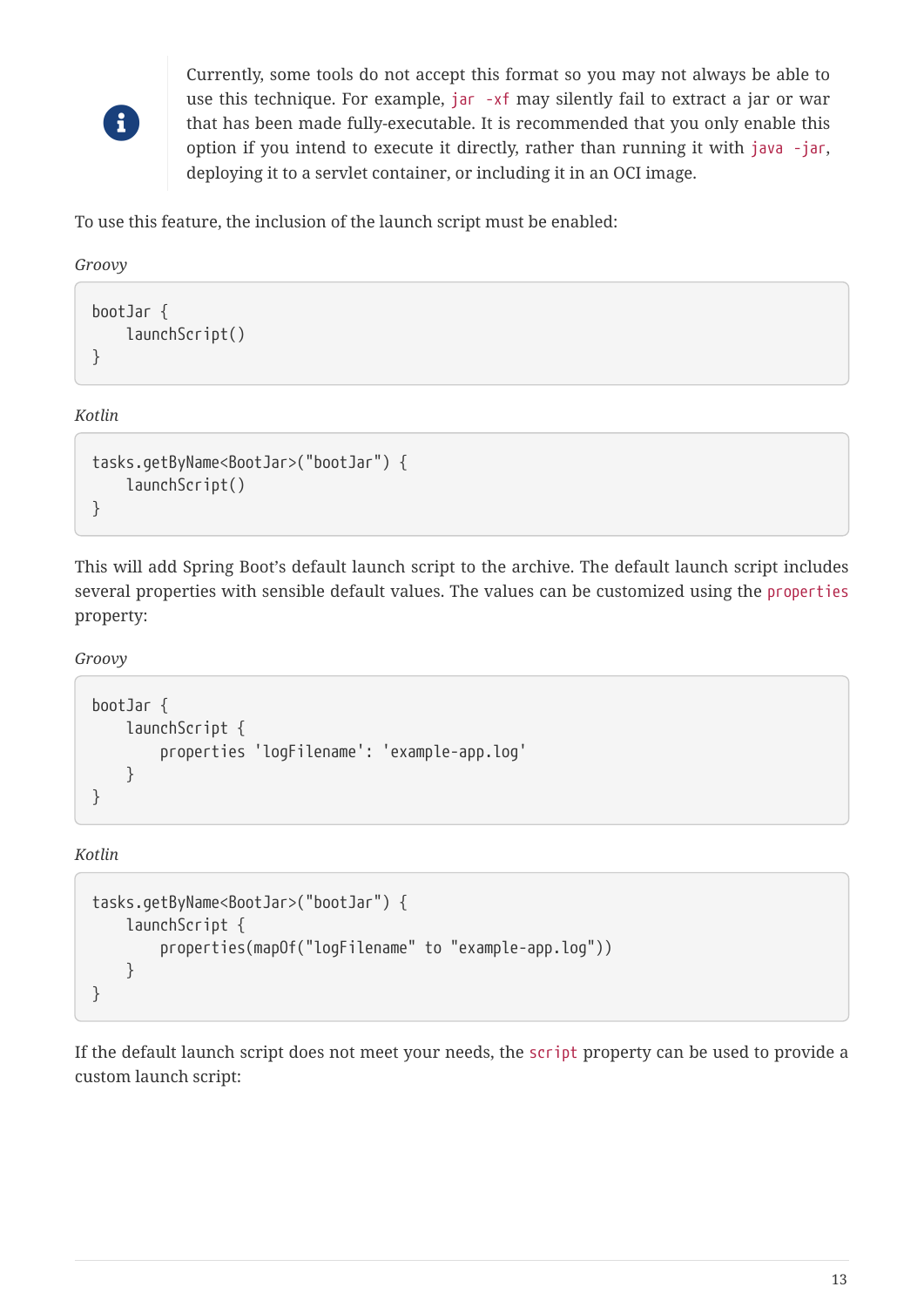> Currently, some tools do not accept this format so you may not always be able to use this technique. For example, `jar -xf` may silently fail to extract a jar or war that has been made fully-executable. It is recommended that you only enable this option if you intend to execute it directly, rather than running it with `java -jar`, deploying it to a servlet container, or including it in an OCI image.

To use this feature, the inclusion of the launch script must be enabled:

*Groovy*

```
bootJar {
    launchScript()
}
```

*Kotlin*

```
tasks.getByName<BootJar>("bootJar") {
    launchScript()
}
```

This will add Spring Boot's default launch script to the archive. The default launch script includes several properties with sensible default values. The values can be customized using the `properties` property:

*Groovy*

```
bootJar {
    launchScript {
        properties 'logFilename': 'example-app.log'
    }
}
```

*Kotlin*

```
tasks.getByName<BootJar>("bootJar") {
    launchScript {
        properties(mapOf("logFilename" to "example-app.log"))
    }
}
```

If the default launch script does not meet your needs, the `script` property can be used to provide a custom launch script: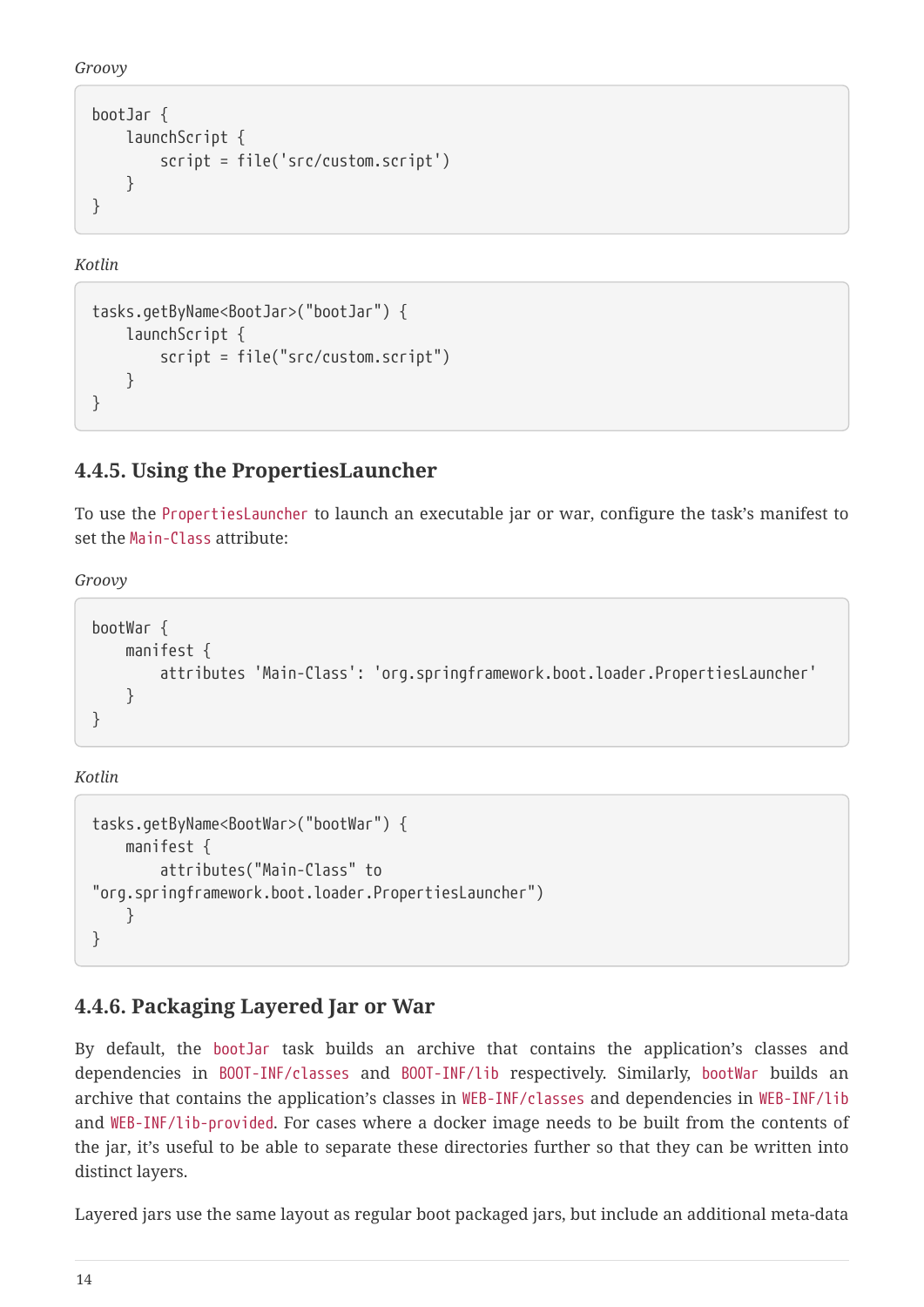*Groovy*

```
bootJar {
    launchScript {
        script = file('src/custom.script')
    }
}
```

*Kotlin*

```
tasks.getByName<BootJar>("bootJar") {
    launchScript {
        script = file("src/custom.script")
    }
}
```

### 4.4.5. Using the PropertiesLauncher

To use the `PropertiesLauncher` to launch an executable jar or war, configure the task's manifest to set the `Main-Class` attribute:

*Groovy*

```
bootWar {
    manifest {
        attributes 'Main-Class': 'org.springframework.boot.loader.PropertiesLauncher'
    }
}
```

*Kotlin*

```
tasks.getByName<BootWar>("bootWar") {
    manifest {
        attributes("Main-Class" to
"org.springframework.boot.loader.PropertiesLauncher")
    }
}
```

### 4.4.6. Packaging Layered Jar or War

By default, the `bootJar` task builds an archive that contains the application's classes and dependencies in `BOOT-INF/classes` and `BOOT-INF/lib` respectively. Similarly, `bootWar` builds an archive that contains the application's classes in `WEB-INF/classes` and dependencies in `WEB-INF/lib` and `WEB-INF/lib-provided`. For cases where a docker image needs to be built from the contents of the jar, it's useful to be able to separate these directories further so that they can be written into distinct layers.

Layered jars use the same layout as regular boot packaged jars, but include an additional meta-data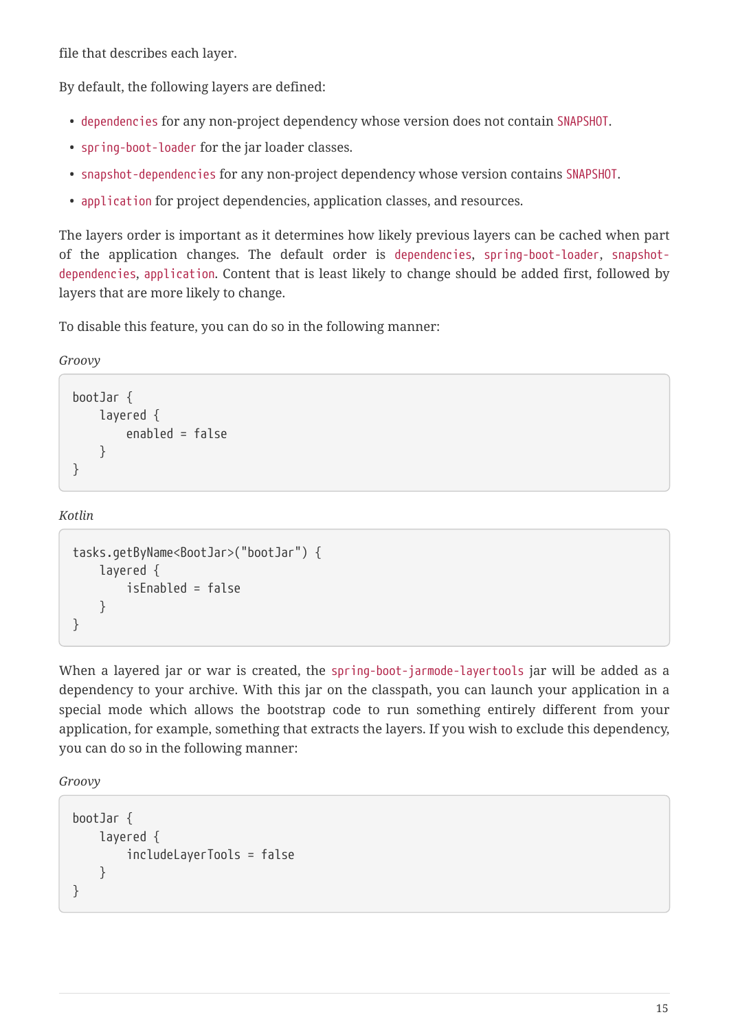file that describes each layer.

By default, the following layers are defined:

- `dependencies` for any non-project dependency whose version does not contain `SNAPSHOT`.
- `spring-boot-loader` for the jar loader classes.
- `snapshot-dependencies` for any non-project dependency whose version contains `SNAPSHOT`.
- `application` for project dependencies, application classes, and resources.

The layers order is important as it determines how likely previous layers can be cached when part of the application changes. The default order is `dependencies`, `spring-boot-loader`, `snapshot-dependencies`, `application`. Content that is least likely to change should be added first, followed by layers that are more likely to change.

To disable this feature, you can do so in the following manner:

*Groovy*

```
bootJar {
    layered {
        enabled = false
    }
}
```

*Kotlin*

```
tasks.getByName<BootJar>("bootJar") {
    layered {
        isEnabled = false
    }
}
```

When a layered jar or war is created, the `spring-boot-jarmode-layertools` jar will be added as a dependency to your archive. With this jar on the classpath, you can launch your application in a special mode which allows the bootstrap code to run something entirely different from your application, for example, something that extracts the layers. If you wish to exclude this dependency, you can do so in the following manner:

*Groovy*

```
bootJar {
    layered {
        includeLayerTools = false
    }
}
```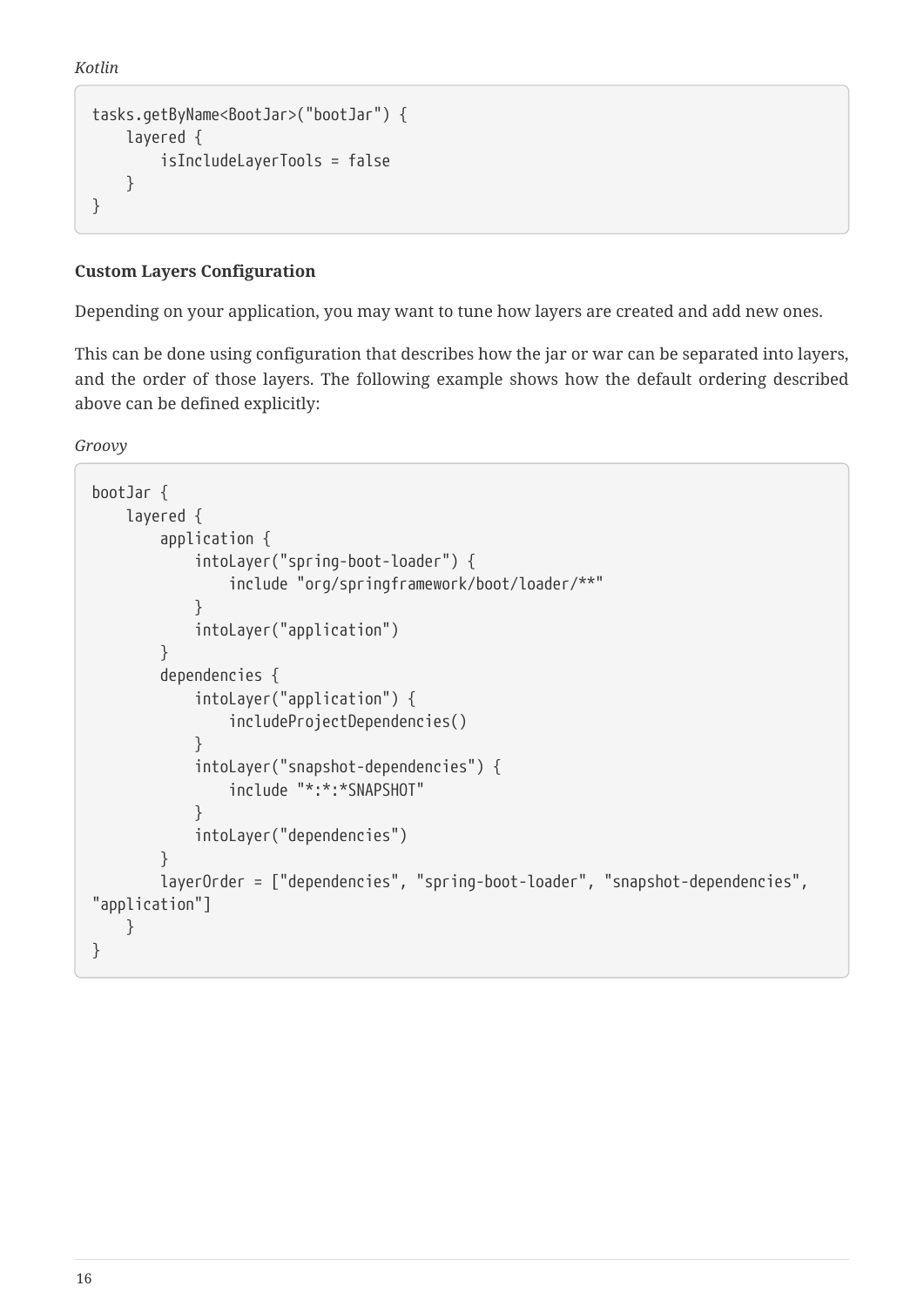*Kotlin*

```
tasks.getByName<BootJar>("bootJar") {
    layered {
        isIncludeLayerTools = false
    }
}
```

**Custom Layers Configuration**

Depending on your application, you may want to tune how layers are created and add new ones.

This can be done using configuration that describes how the jar or war can be separated into layers, and the order of those layers. The following example shows how the default ordering described above can be defined explicitly:

*Groovy*

```
bootJar {
    layered {
        application {
            intoLayer("spring-boot-loader") {
                include "org/springframework/boot/loader/**"
            }
            intoLayer("application")
        }
        dependencies {
            intoLayer("application") {
                includeProjectDependencies()
            }
            intoLayer("snapshot-dependencies") {
                include "*:*:*SNAPSHOT"
            }
            intoLayer("dependencies")
        }
        layerOrder = ["dependencies", "spring-boot-loader", "snapshot-dependencies",
"application"]
    }
}
```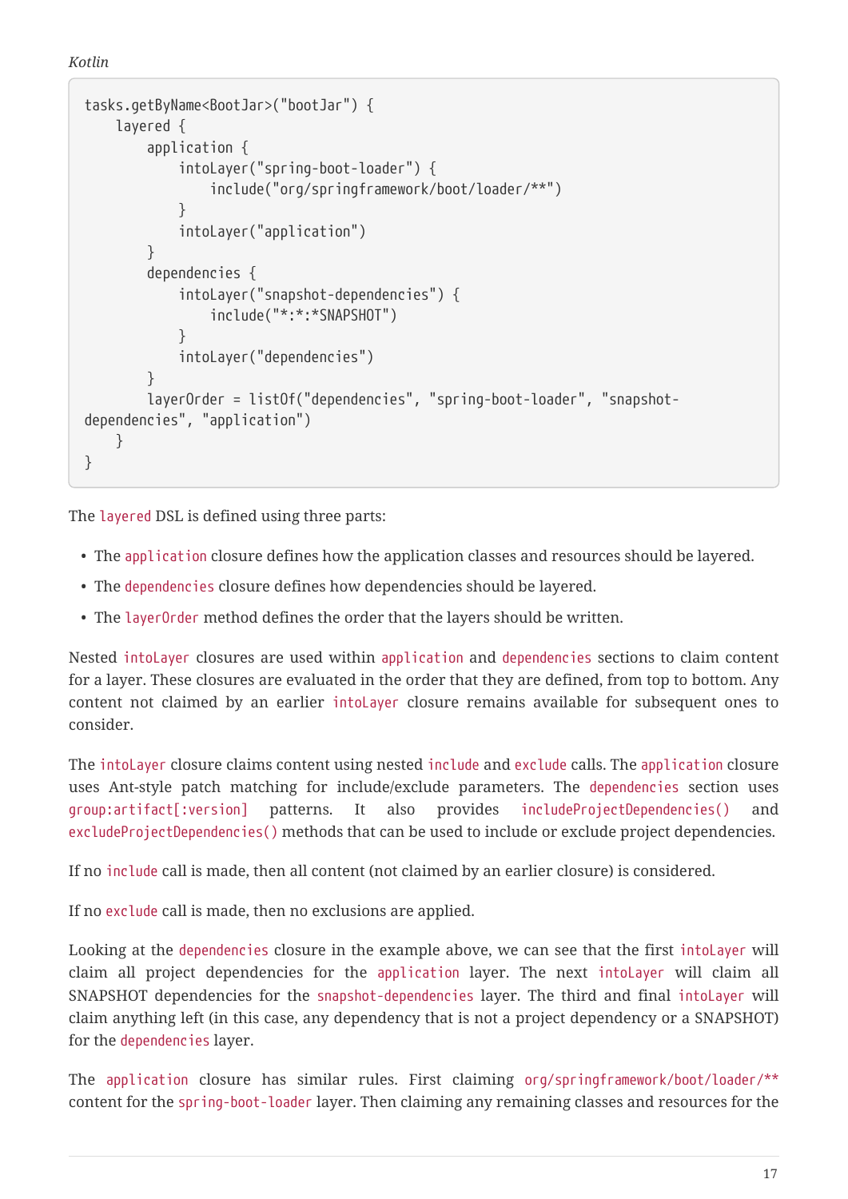*Kotlin*

```
tasks.getByName<BootJar>("bootJar") {
    layered {
        application {
            intoLayer("spring-boot-loader") {
                include("org/springframework/boot/loader/**")
            }
            intoLayer("application")
        }
        dependencies {
            intoLayer("snapshot-dependencies") {
                include("*:*:*SNAPSHOT")
            }
            intoLayer("dependencies")
        }
        layerOrder = listOf("dependencies", "spring-boot-loader", "snapshot-
dependencies", "application")
    }
}
```

The `layered` DSL is defined using three parts:

- The `application` closure defines how the application classes and resources should be layered.
- The `dependencies` closure defines how dependencies should be layered.
- The `layerOrder` method defines the order that the layers should be written.

Nested `intoLayer` closures are used within `application` and `dependencies` sections to claim content for a layer. These closures are evaluated in the order that they are defined, from top to bottom. Any content not claimed by an earlier `intoLayer` closure remains available for subsequent ones to consider.

The `intoLayer` closure claims content using nested `include` and `exclude` calls. The `application` closure uses Ant-style patch matching for include/exclude parameters. The `dependencies` section uses `group:artifact[:version]` patterns. It also provides `includeProjectDependencies()` and `excludeProjectDependencies()` methods that can be used to include or exclude project dependencies.

If no `include` call is made, then all content (not claimed by an earlier closure) is considered.

If no `exclude` call is made, then no exclusions are applied.

Looking at the `dependencies` closure in the example above, we can see that the first `intoLayer` will claim all project dependencies for the `application` layer. The next `intoLayer` will claim all SNAPSHOT dependencies for the `snapshot-dependencies` layer. The third and final `intoLayer` will claim anything left (in this case, any dependency that is not a project dependency or a SNAPSHOT) for the `dependencies` layer.

The `application` closure has similar rules. First claiming `org/springframework/boot/loader/**` content for the `spring-boot-loader` layer. Then claiming any remaining classes and resources for the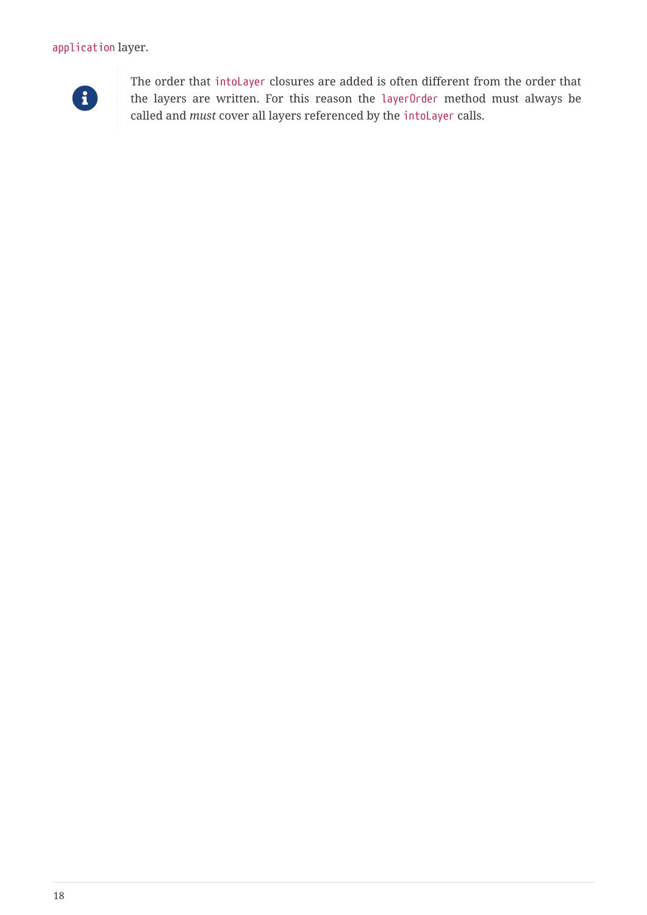`application` layer.

> **Note:** The order that `intoLayer` closures are added is often different from the order that the layers are written. For this reason the `layerOrder` method must always be called and *must* cover all layers referenced by the `intoLayer` calls.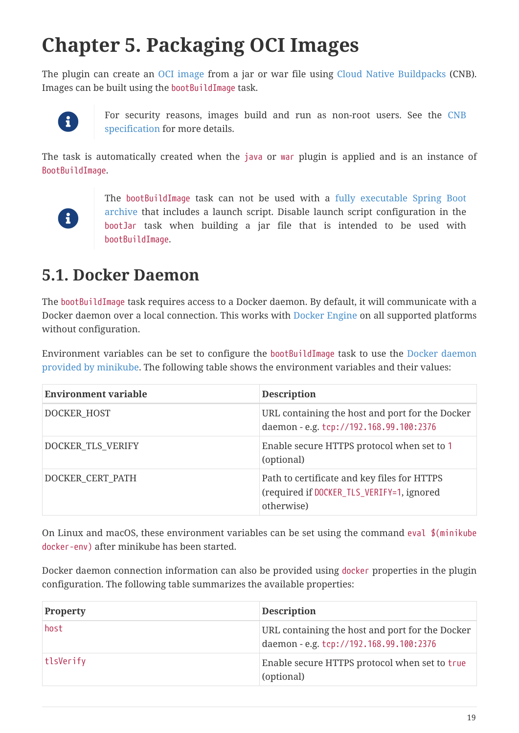# Chapter 5. Packaging OCI Images

The plugin can create an OCI image from a jar or war file using Cloud Native Buildpacks (CNB). Images can be built using the `bootBuildImage` task.

> For security reasons, images build and run as non-root users. See the CNB specification for more details.

The task is automatically created when the `java` or `war` plugin is applied and is an instance of `BootBuildImage`.

> The `bootBuildImage` task can not be used with a fully executable Spring Boot archive that includes a launch script. Disable launch script configuration in the `bootJar` task when building a jar file that is intended to be used with `bootBuildImage`.

## 5.1. Docker Daemon

The `bootBuildImage` task requires access to a Docker daemon. By default, it will communicate with a Docker daemon over a local connection. This works with Docker Engine on all supported platforms without configuration.

Environment variables can be set to configure the `bootBuildImage` task to use the Docker daemon provided by minikube. The following table shows the environment variables and their values:

| Environment variable | Description |
| --- | --- |
| DOCKER_HOST | URL containing the host and port for the Docker daemon - e.g. `tcp://192.168.99.100:2376` |
| DOCKER_TLS_VERIFY | Enable secure HTTPS protocol when set to `1` (optional) |
| DOCKER_CERT_PATH | Path to certificate and key files for HTTPS (required if `DOCKER_TLS_VERIFY=1`, ignored otherwise) |

On Linux and macOS, these environment variables can be set using the command `eval $(minikube docker-env)` after minikube has been started.

Docker daemon connection information can also be provided using `docker` properties in the plugin configuration. The following table summarizes the available properties:

| Property | Description |
| --- | --- |
| `host` | URL containing the host and port for the Docker daemon - e.g. `tcp://192.168.99.100:2376` |
| `tlsVerify` | Enable secure HTTPS protocol when set to `true` (optional) |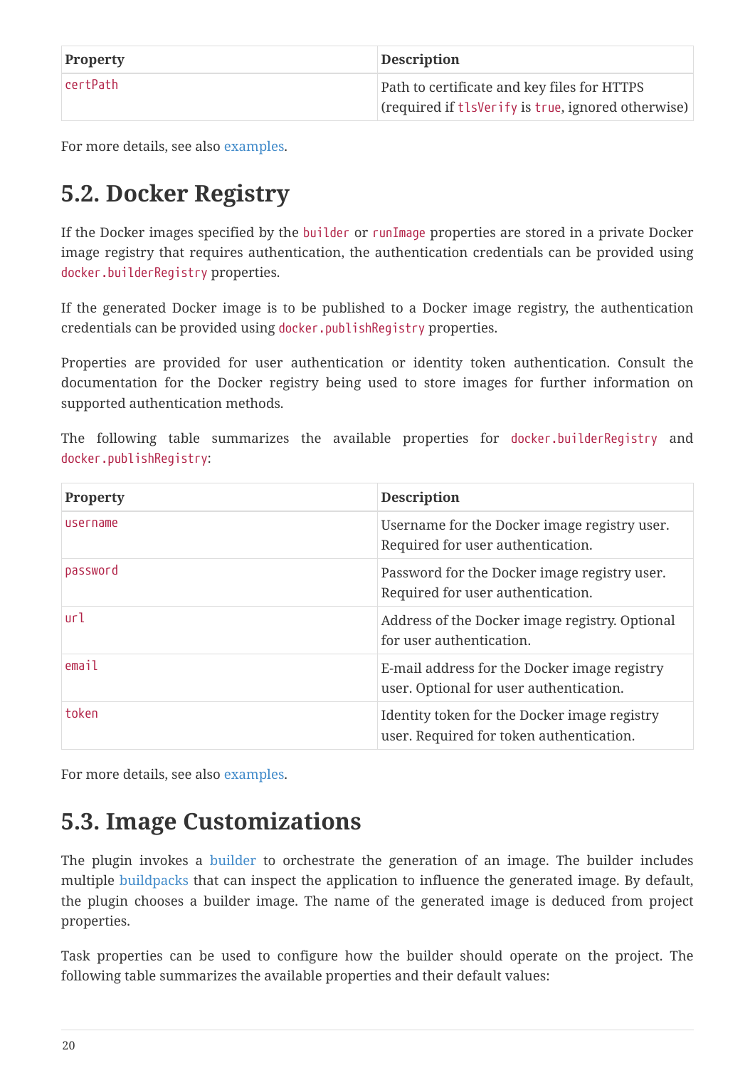| Property | Description |
| --- | --- |
| `certPath` | Path to certificate and key files for HTTPS (required if `tlsVerify` is `true`, ignored otherwise) |

For more details, see also examples.

## 5.2. Docker Registry

If the Docker images specified by the `builder` or `runImage` properties are stored in a private Docker image registry that requires authentication, the authentication credentials can be provided using `docker.builderRegistry` properties.

If the generated Docker image is to be published to a Docker image registry, the authentication credentials can be provided using `docker.publishRegistry` properties.

Properties are provided for user authentication or identity token authentication. Consult the documentation for the Docker registry being used to store images for further information on supported authentication methods.

The following table summarizes the available properties for `docker.builderRegistry` and `docker.publishRegistry`:

| Property | Description |
| --- | --- |
| `username` | Username for the Docker image registry user. Required for user authentication. |
| `password` | Password for the Docker image registry user. Required for user authentication. |
| `url` | Address of the Docker image registry. Optional for user authentication. |
| `email` | E-mail address for the Docker image registry user. Optional for user authentication. |
| `token` | Identity token for the Docker image registry user. Required for token authentication. |

For more details, see also examples.

## 5.3. Image Customizations

The plugin invokes a builder to orchestrate the generation of an image. The builder includes multiple buildpacks that can inspect the application to influence the generated image. By default, the plugin chooses a builder image. The name of the generated image is deduced from project properties.

Task properties can be used to configure how the builder should operate on the project. The following table summarizes the available properties and their default values: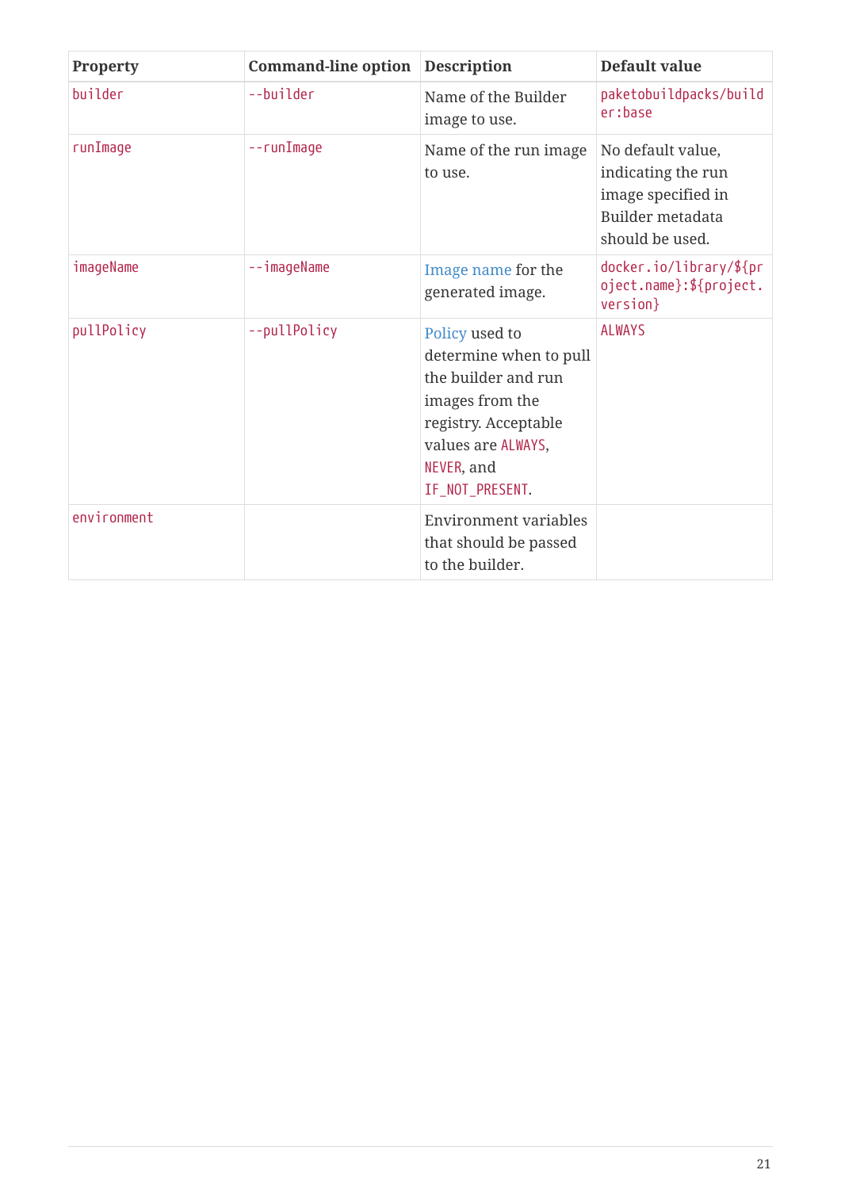| Property | Command-line option | Description | Default value |
| --- | --- | --- | --- |
| `builder` | `--builder` | Name of the Builder image to use. | `paketobuildpacks/builder:base` |
| `runImage` | `--runImage` | Name of the run image to use. | No default value, indicating the run image specified in Builder metadata should be used. |
| `imageName` | `--imageName` | Image name for the generated image. | `docker.io/library/${project.name}:${project.version}` |
| `pullPolicy` | `--pullPolicy` | Policy used to determine when to pull the builder and run images from the registry. Acceptable values are `ALWAYS`, `NEVER`, and `IF_NOT_PRESENT`. | `ALWAYS` |
| `environment` | | Environment variables that should be passed to the builder. | |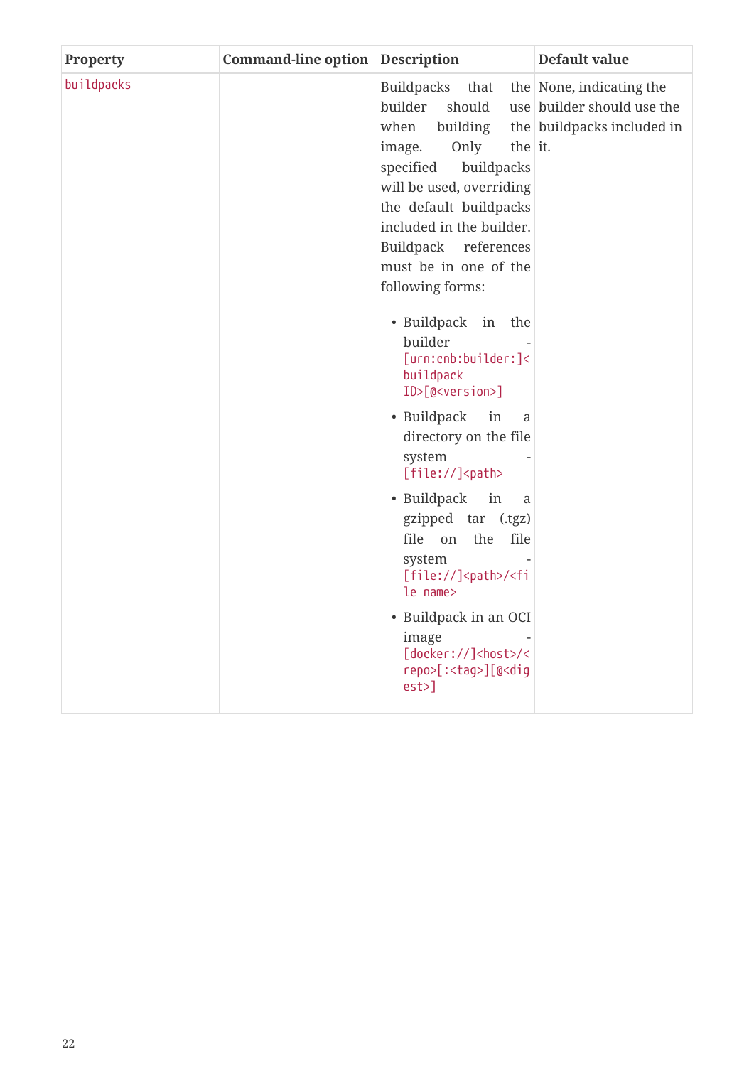| Property | Command-line option | Description | Default value |
| --- | --- | --- | --- |
| `buildpacks` | | Buildpacks that the builder should use when building the image. Only the specified buildpacks will be used, overriding the default buildpacks included in the builder. Buildpack references must be in one of the following forms:<br><br>• Buildpack in the builder - `[urn:cnb:builder:]<buildpack ID>[@<version>]`<br>• Buildpack in a directory on the file system - `[file://]<path>`<br>• Buildpack in a gzipped tar (.tgz) file on the file system - `[file://]<path>/<file name>`<br>• Buildpack in an OCI image - `[docker://]<host>/<repo>[:<tag>][@<digest>]` | None, indicating the builder should use the buildpacks included in it. |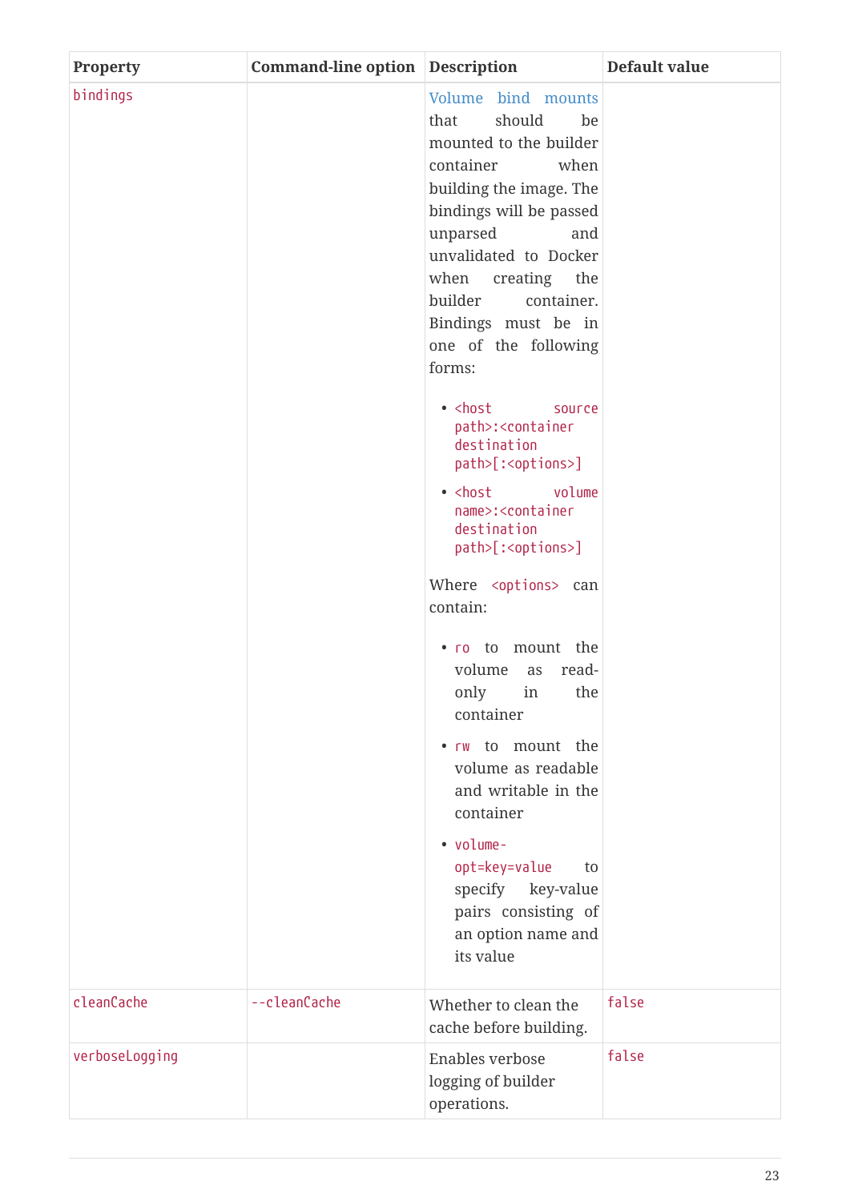| Property | Command-line option | Description | Default value |
| --- | --- | --- | --- |
| `bindings` | | Volume bind mounts that should be mounted to the builder container when building the image. The bindings will be passed unparsed and unvalidated to Docker when creating the builder container. Bindings must be in one of the following forms:<br><br>• `<host source path>:<container destination path>[:<options>]`<br>• `<host volume name>:<container destination path>[:<options>]`<br><br>Where `<options>` can contain:<br><br>• `ro` to mount the volume as read-only in the container<br>• `rw` to mount the volume as readable and writable in the container<br>• `volume-opt=key=value` to specify key-value pairs consisting of an option name and its value | |
| `cleanCache` | `--cleanCache` | Whether to clean the cache before building. | `false` |
| `verboseLogging` | | Enables verbose logging of builder operations. | `false` |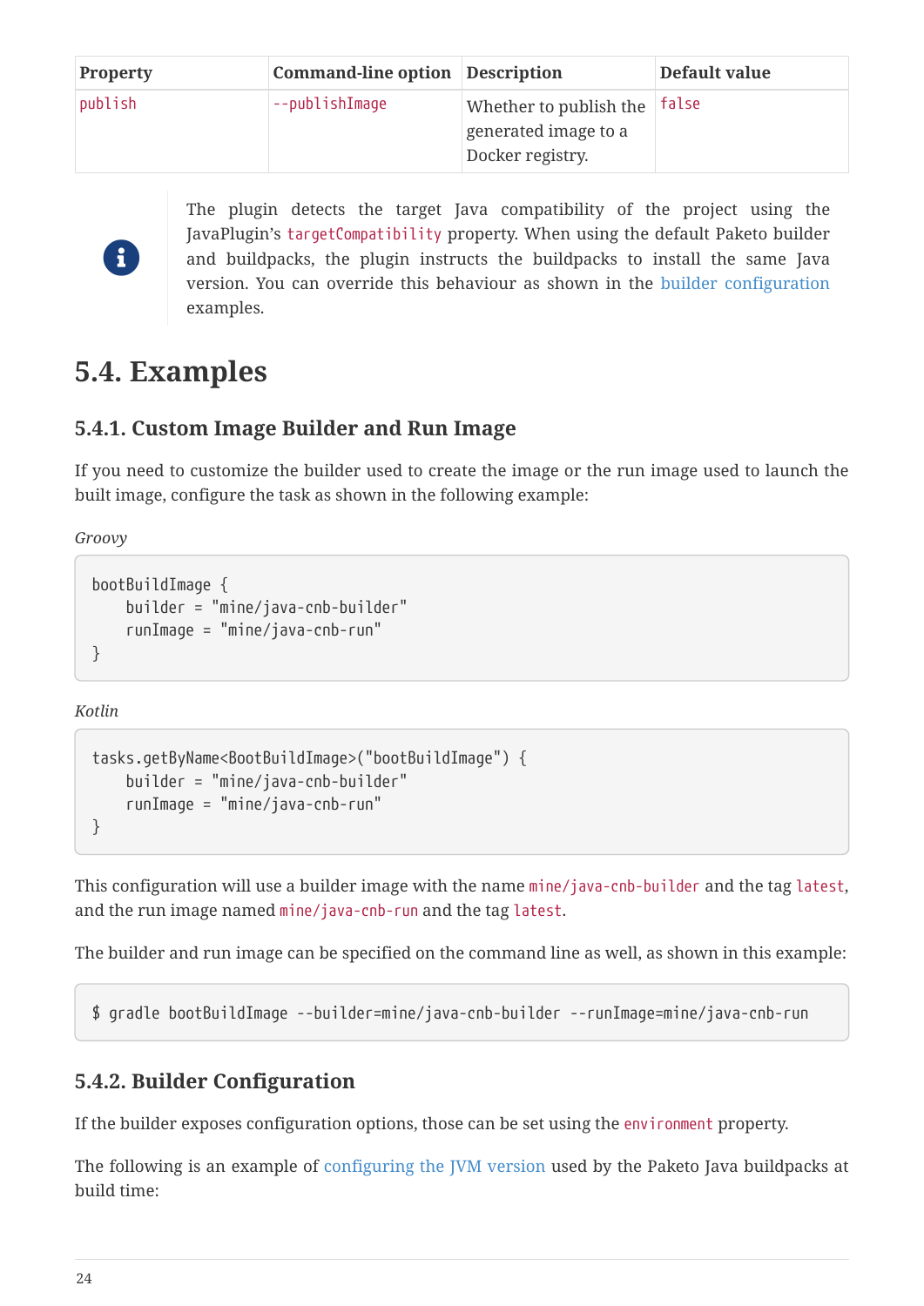| Property | Command-line option | Description | Default value |
| --- | --- | --- | --- |
| `publish` | `--publishImage` | Whether to publish the generated image to a Docker registry. | `false` |

> The plugin detects the target Java compatibility of the project using the JavaPlugin's `targetCompatibility` property. When using the default Paketo builder and buildpacks, the plugin instructs the buildpacks to install the same Java version. You can override this behaviour as shown in the builder configuration examples.

## 5.4. Examples

### 5.4.1. Custom Image Builder and Run Image

If you need to customize the builder used to create the image or the run image used to launch the built image, configure the task as shown in the following example:

*Groovy*

```
bootBuildImage {
    builder = "mine/java-cnb-builder"
    runImage = "mine/java-cnb-run"
}
```

*Kotlin*

```
tasks.getByName<BootBuildImage>("bootBuildImage") {
    builder = "mine/java-cnb-builder"
    runImage = "mine/java-cnb-run"
}
```

This configuration will use a builder image with the name `mine/java-cnb-builder` and the tag `latest`, and the run image named `mine/java-cnb-run` and the tag `latest`.

The builder and run image can be specified on the command line as well, as shown in this example:

```
$ gradle bootBuildImage --builder=mine/java-cnb-builder --runImage=mine/java-cnb-run
```

### 5.4.2. Builder Configuration

If the builder exposes configuration options, those can be set using the `environment` property.

The following is an example of configuring the JVM version used by the Paketo Java buildpacks at build time: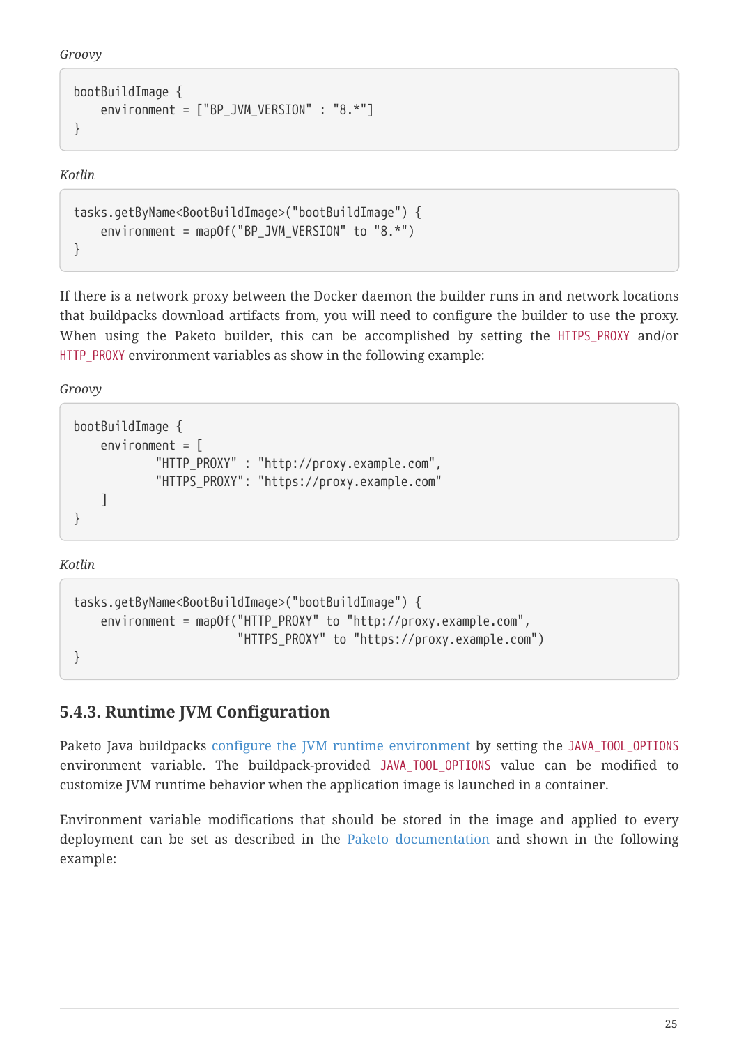*Groovy*

```
bootBuildImage {
    environment = ["BP_JVM_VERSION" : "8.*"]
}
```

*Kotlin*

```
tasks.getByName<BootBuildImage>("bootBuildImage") {
    environment = mapOf("BP_JVM_VERSION" to "8.*")
}
```

If there is a network proxy between the Docker daemon the builder runs in and network locations that buildpacks download artifacts from, you will need to configure the builder to use the proxy. When using the Paketo builder, this can be accomplished by setting the `HTTPS_PROXY` and/or `HTTP_PROXY` environment variables as show in the following example:

*Groovy*

```
bootBuildImage {
    environment = [
            "HTTP_PROXY" : "http://proxy.example.com",
            "HTTPS_PROXY": "https://proxy.example.com"
    ]
}
```

*Kotlin*

```
tasks.getByName<BootBuildImage>("bootBuildImage") {
    environment = mapOf("HTTP_PROXY" to "http://proxy.example.com",
                        "HTTPS_PROXY" to "https://proxy.example.com")
}
```

### 5.4.3. Runtime JVM Configuration

Paketo Java buildpacks configure the JVM runtime environment by setting the `JAVA_TOOL_OPTIONS` environment variable. The buildpack-provided `JAVA_TOOL_OPTIONS` value can be modified to customize JVM runtime behavior when the application image is launched in a container.

Environment variable modifications that should be stored in the image and applied to every deployment can be set as described in the Paketo documentation and shown in the following example: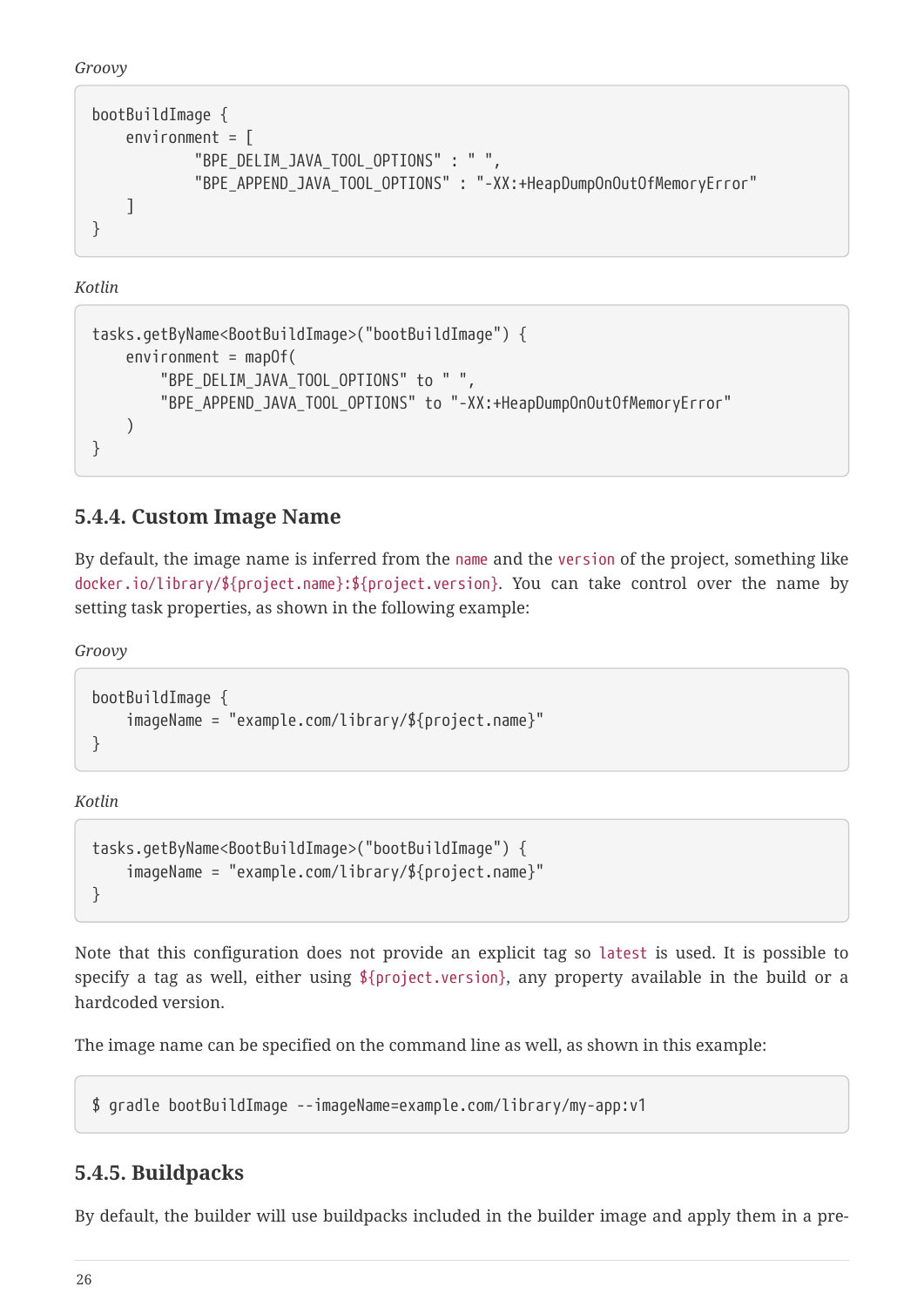*Groovy*

```
bootBuildImage {
    environment = [
            "BPE_DELIM_JAVA_TOOL_OPTIONS" : " ",
            "BPE_APPEND_JAVA_TOOL_OPTIONS" : "-XX:+HeapDumpOnOutOfMemoryError"
    ]
}
```

*Kotlin*

```
tasks.getByName<BootBuildImage>("bootBuildImage") {
    environment = mapOf(
        "BPE_DELIM_JAVA_TOOL_OPTIONS" to " ",
        "BPE_APPEND_JAVA_TOOL_OPTIONS" to "-XX:+HeapDumpOnOutOfMemoryError"
    )
}
```

### 5.4.4. Custom Image Name

By default, the image name is inferred from the `name` and the `version` of the project, something like `docker.io/library/${project.name}:${project.version}`. You can take control over the name by setting task properties, as shown in the following example:

*Groovy*

```
bootBuildImage {
    imageName = "example.com/library/${project.name}"
}
```

*Kotlin*

```
tasks.getByName<BootBuildImage>("bootBuildImage") {
    imageName = "example.com/library/${project.name}"
}
```

Note that this configuration does not provide an explicit tag so `latest` is used. It is possible to specify a tag as well, either using `${project.version}`, any property available in the build or a hardcoded version.

The image name can be specified on the command line as well, as shown in this example:

```
$ gradle bootBuildImage --imageName=example.com/library/my-app:v1
```

### 5.4.5. Buildpacks

By default, the builder will use buildpacks included in the builder image and apply them in a pre-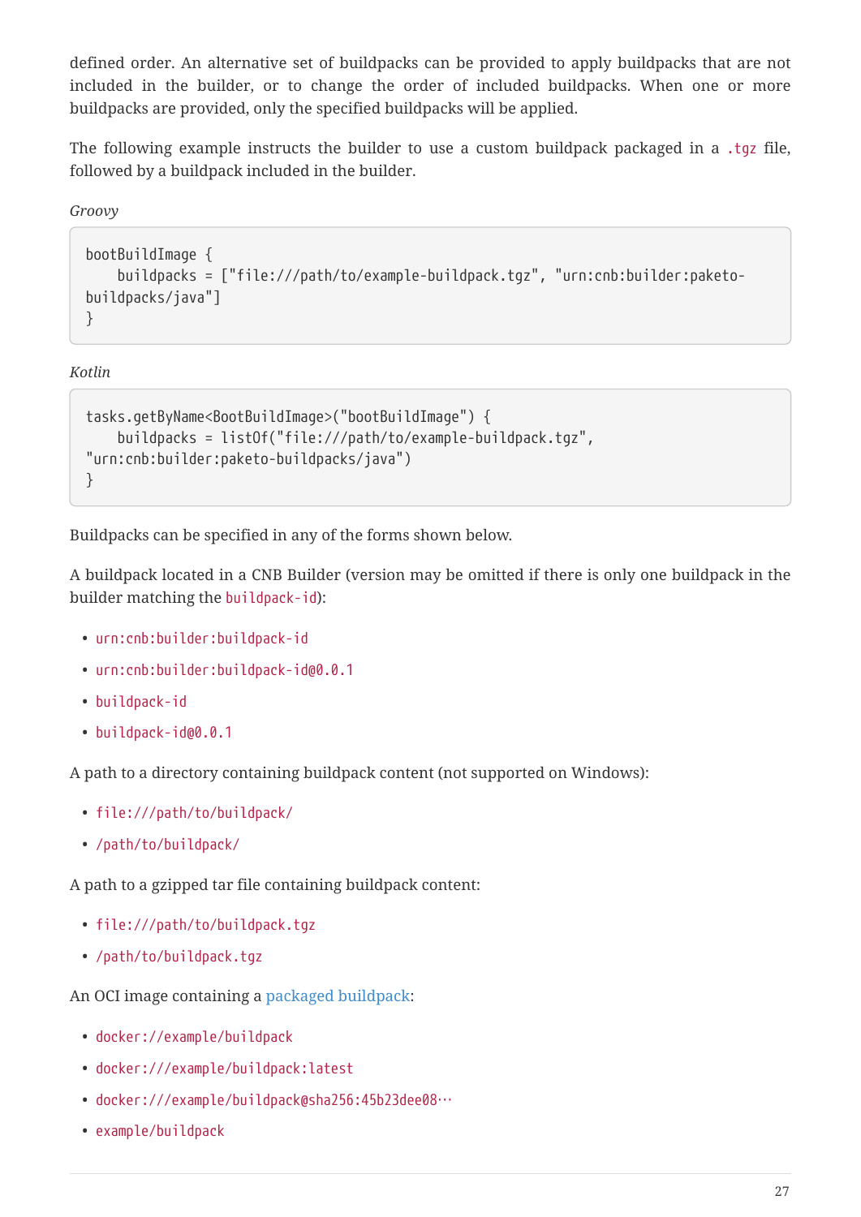defined order. An alternative set of buildpacks can be provided to apply buildpacks that are not included in the builder, or to change the order of included buildpacks. When one or more buildpacks are provided, only the specified buildpacks will be applied.

The following example instructs the builder to use a custom buildpack packaged in a `.tgz` file, followed by a buildpack included in the builder.

*Groovy*

```
bootBuildImage {
    buildpacks = ["file:///path/to/example-buildpack.tgz", "urn:cnb:builder:paketo-buildpacks/java"]
}
```

*Kotlin*

```
tasks.getByName<BootBuildImage>("bootBuildImage") {
    buildpacks = listOf("file:///path/to/example-buildpack.tgz",
"urn:cnb:builder:paketo-buildpacks/java")
}
```

Buildpacks can be specified in any of the forms shown below.

A buildpack located in a CNB Builder (version may be omitted if there is only one buildpack in the builder matching the `buildpack-id`):

- `urn:cnb:builder:buildpack-id`
- `urn:cnb:builder:buildpack-id@0.0.1`
- `buildpack-id`
- `buildpack-id@0.0.1`

A path to a directory containing buildpack content (not supported on Windows):

- `file:///path/to/buildpack/`
- `/path/to/buildpack/`

A path to a gzipped tar file containing buildpack content:

- `file:///path/to/buildpack.tgz`
- `/path/to/buildpack.tgz`

An OCI image containing a packaged buildpack:

- `docker://example/buildpack`
- `docker:///example/buildpack:latest`
- `docker:///example/buildpack@sha256:45b23dee08…`
- `example/buildpack`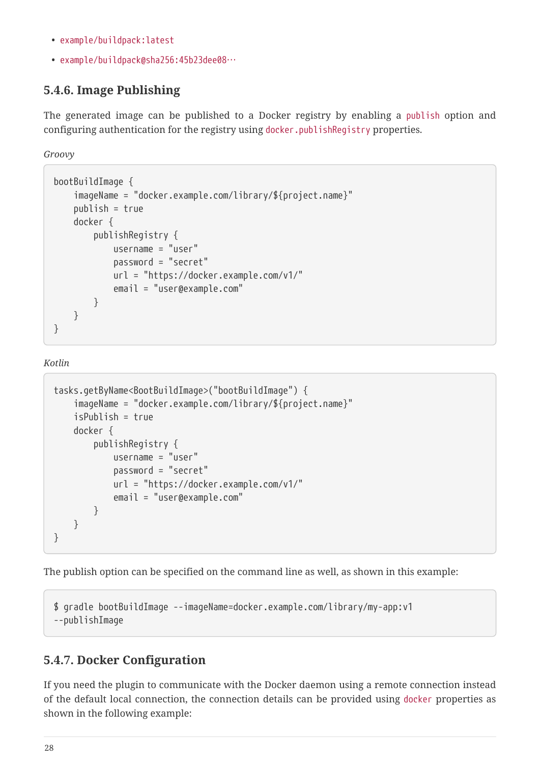- `example/buildpack:latest`
- `example/buildpack@sha256:45b23dee08…`

### 5.4.6. Image Publishing

The generated image can be published to a Docker registry by enabling a `publish` option and configuring authentication for the registry using `docker.publishRegistry` properties.

*Groovy*

```
bootBuildImage {
    imageName = "docker.example.com/library/${project.name}"
    publish = true
    docker {
        publishRegistry {
            username = "user"
            password = "secret"
            url = "https://docker.example.com/v1/"
            email = "user@example.com"
        }
    }
}
```

*Kotlin*

```
tasks.getByName<BootBuildImage>("bootBuildImage") {
    imageName = "docker.example.com/library/${project.name}"
    isPublish = true
    docker {
        publishRegistry {
            username = "user"
            password = "secret"
            url = "https://docker.example.com/v1/"
            email = "user@example.com"
        }
    }
}
```

The publish option can be specified on the command line as well, as shown in this example:

```
$ gradle bootBuildImage --imageName=docker.example.com/library/my-app:v1
--publishImage
```

### 5.4.7. Docker Configuration

If you need the plugin to communicate with the Docker daemon using a remote connection instead of the default local connection, the connection details can be provided using `docker` properties as shown in the following example: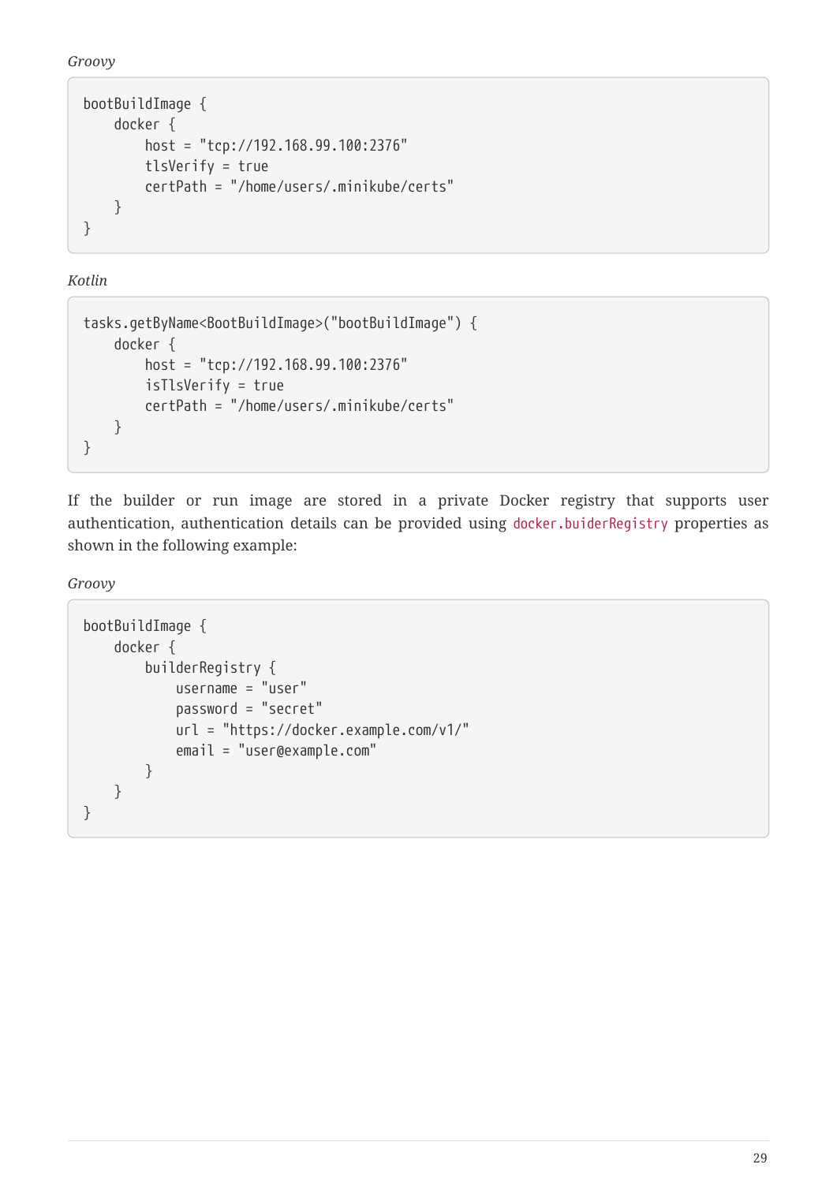*Groovy*

```
bootBuildImage {
    docker {
        host = "tcp://192.168.99.100:2376"
        tlsVerify = true
        certPath = "/home/users/.minikube/certs"
    }
}
```

*Kotlin*

```
tasks.getByName<BootBuildImage>("bootBuildImage") {
    docker {
        host = "tcp://192.168.99.100:2376"
        isTlsVerify = true
        certPath = "/home/users/.minikube/certs"
    }
}
```

If the builder or run image are stored in a private Docker registry that supports user authentication, authentication details can be provided using `docker.buiderRegistry` properties as shown in the following example:

*Groovy*

```
bootBuildImage {
    docker {
        builderRegistry {
            username = "user"
            password = "secret"
            url = "https://docker.example.com/v1/"
            email = "user@example.com"
        }
    }
}
```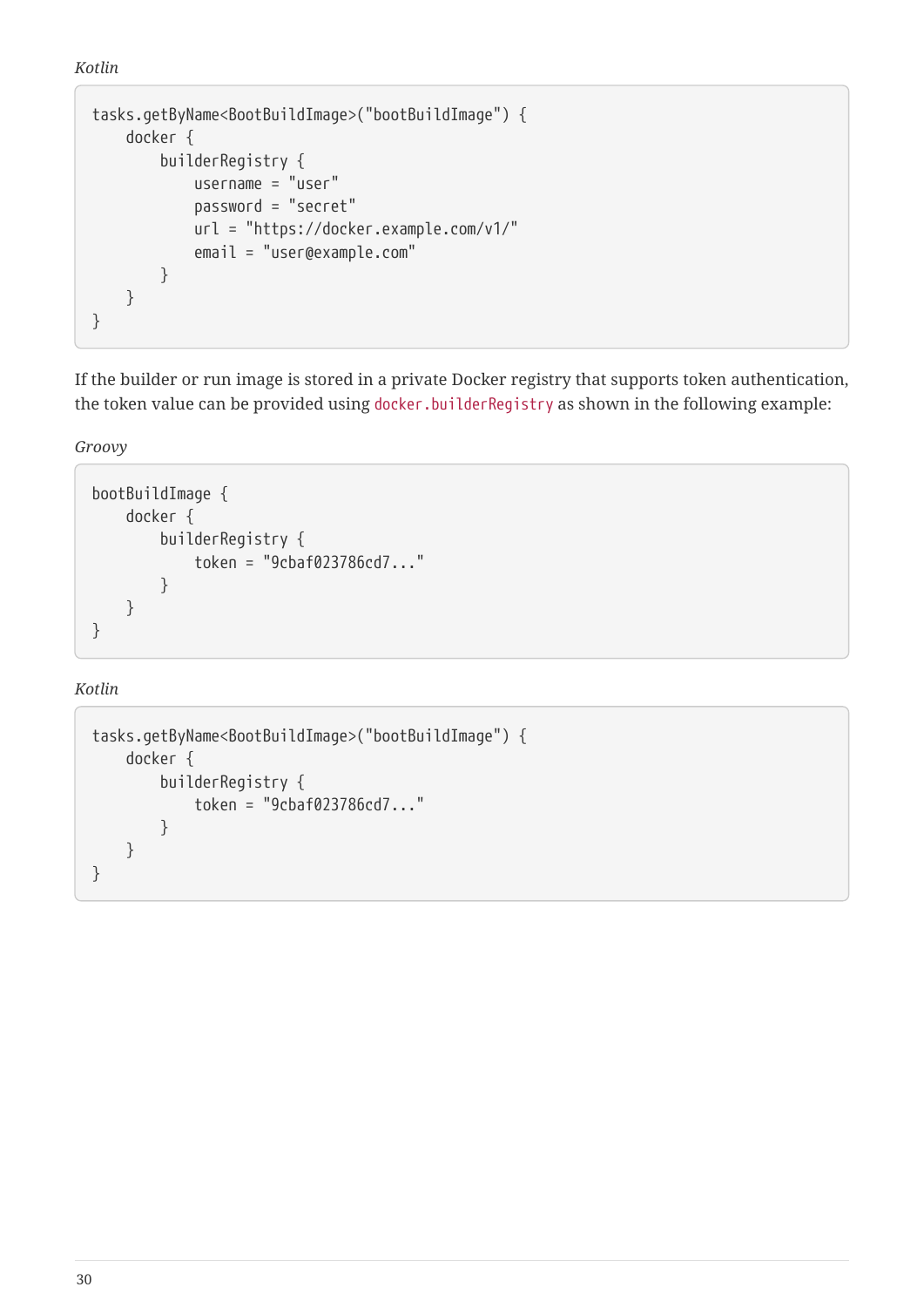*Kotlin*

```
tasks.getByName<BootBuildImage>("bootBuildImage") {
    docker {
        builderRegistry {
            username = "user"
            password = "secret"
            url = "https://docker.example.com/v1/"
            email = "user@example.com"
        }
    }
}
```

If the builder or run image is stored in a private Docker registry that supports token authentication, the token value can be provided using `docker.builderRegistry` as shown in the following example:

*Groovy*

```
bootBuildImage {
    docker {
        builderRegistry {
            token = "9cbaf023786cd7..."
        }
    }
}
```

*Kotlin*

```
tasks.getByName<BootBuildImage>("bootBuildImage") {
    docker {
        builderRegistry {
            token = "9cbaf023786cd7..."
        }
    }
}
```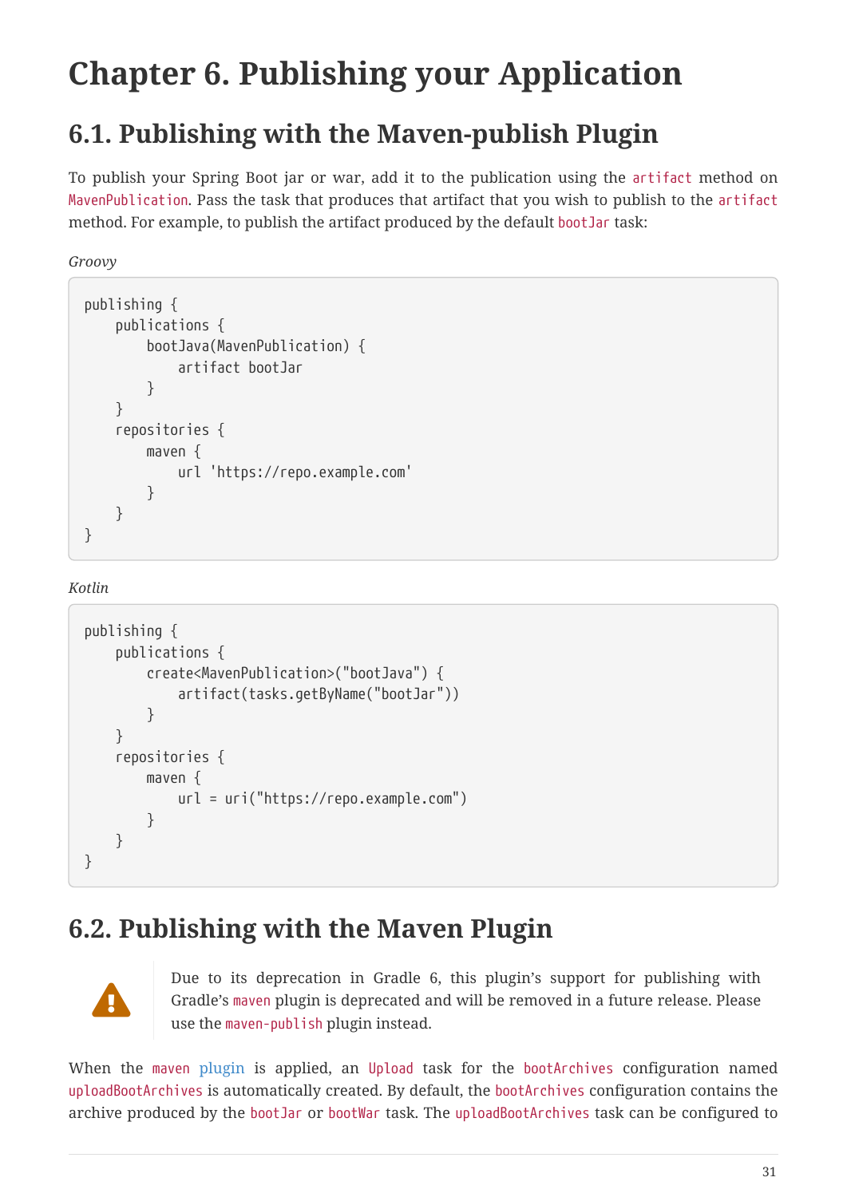# Chapter 6. Publishing your Application

## 6.1. Publishing with the Maven-publish Plugin

To publish your Spring Boot jar or war, add it to the publication using the `artifact` method on `MavenPublication`. Pass the task that produces that artifact that you wish to publish to the `artifact` method. For example, to publish the artifact produced by the default `bootJar` task:

*Groovy*

```
publishing {
    publications {
        bootJava(MavenPublication) {
            artifact bootJar
        }
    }
    repositories {
        maven {
            url 'https://repo.example.com'
        }
    }
}
```

*Kotlin*

```
publishing {
    publications {
        create<MavenPublication>("bootJava") {
            artifact(tasks.getByName("bootJar"))
        }
    }
    repositories {
        maven {
            url = uri("https://repo.example.com")
        }
    }
}
```

## 6.2. Publishing with the Maven Plugin

> Due to its deprecation in Gradle 6, this plugin's support for publishing with Gradle's `maven` plugin is deprecated and will be removed in a future release. Please use the `maven-publish` plugin instead.

When the `maven` plugin is applied, an `Upload` task for the `bootArchives` configuration named `uploadBootArchives` is automatically created. By default, the `bootArchives` configuration contains the archive produced by the `bootJar` or `bootWar` task. The `uploadBootArchives` task can be configured to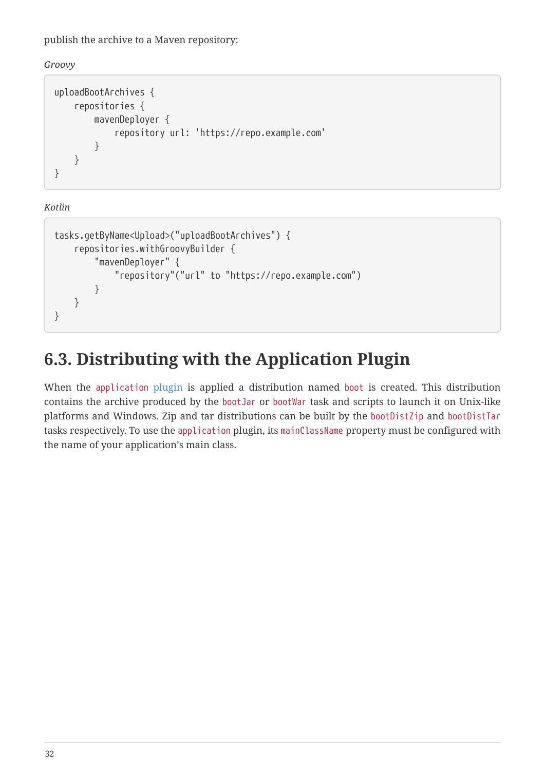publish the archive to a Maven repository:

*Groovy*

```
uploadBootArchives {
    repositories {
        mavenDeployer {
            repository url: 'https://repo.example.com'
        }
    }
}
```

*Kotlin*

```
tasks.getByName<Upload>("uploadBootArchives") {
    repositories.withGroovyBuilder {
        "mavenDeployer" {
            "repository"("url" to "https://repo.example.com")
        }
    }
}
```

## 6.3. Distributing with the Application Plugin

When the `application` plugin is applied a distribution named `boot` is created. This distribution contains the archive produced by the `bootJar` or `bootWar` task and scripts to launch it on Unix-like platforms and Windows. Zip and tar distributions can be built by the `bootDistZip` and `bootDistTar` tasks respectively. To use the `application` plugin, its `mainClassName` property must be configured with the name of your application's main class.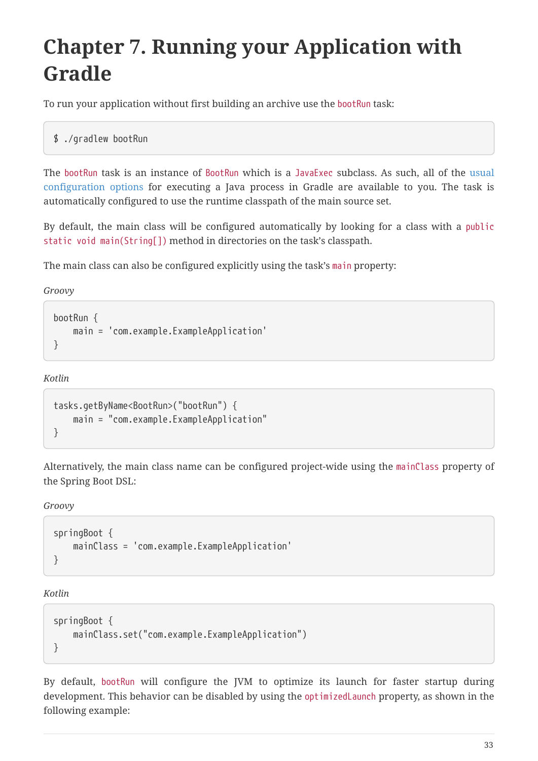# Chapter 7. Running your Application with Gradle

To run your application without first building an archive use the `bootRun` task:

```
$ ./gradlew bootRun
```

The `bootRun` task is an instance of `BootRun` which is a `JavaExec` subclass. As such, all of the usual configuration options for executing a Java process in Gradle are available to you. The task is automatically configured to use the runtime classpath of the main source set.

By default, the main class will be configured automatically by looking for a class with a `public static void main(String[])` method in directories on the task's classpath.

The main class can also be configured explicitly using the task's `main` property:

*Groovy*

```
bootRun {
    main = 'com.example.ExampleApplication'
}
```

*Kotlin*

```
tasks.getByName<BootRun>("bootRun") {
    main = "com.example.ExampleApplication"
}
```

Alternatively, the main class name can be configured project-wide using the `mainClass` property of the Spring Boot DSL:

*Groovy*

```
springBoot {
    mainClass = 'com.example.ExampleApplication'
}
```

*Kotlin*

```
springBoot {
    mainClass.set("com.example.ExampleApplication")
}
```

By default, `bootRun` will configure the JVM to optimize its launch for faster startup during development. This behavior can be disabled by using the `optimizedLaunch` property, as shown in the following example: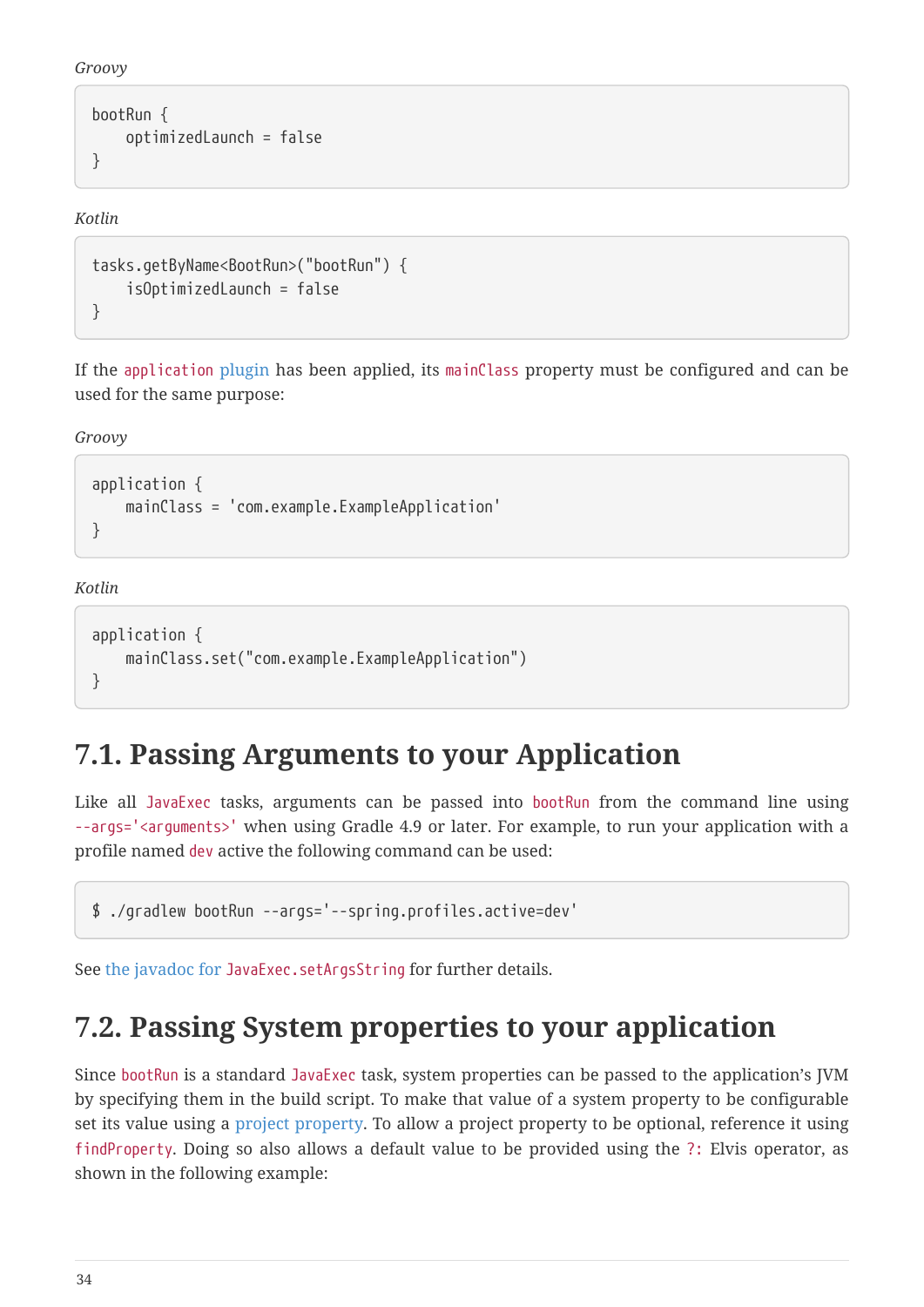*Groovy*

```
bootRun {
    optimizedLaunch = false
}
```

*Kotlin*

```
tasks.getByName<BootRun>("bootRun") {
    isOptimizedLaunch = false
}
```

If the `application` plugin has been applied, its `mainClass` property must be configured and can be used for the same purpose:

*Groovy*

```
application {
    mainClass = 'com.example.ExampleApplication'
}
```

*Kotlin*

```
application {
    mainClass.set("com.example.ExampleApplication")
}
```

## 7.1. Passing Arguments to your Application

Like all `JavaExec` tasks, arguments can be passed into `bootRun` from the command line using `--args='<arguments>'` when using Gradle 4.9 or later. For example, to run your application with a profile named `dev` active the following command can be used:

```
$ ./gradlew bootRun --args='--spring.profiles.active=dev'
```

See the javadoc for `JavaExec.setArgsString` for further details.

## 7.2. Passing System properties to your application

Since `bootRun` is a standard `JavaExec` task, system properties can be passed to the application's JVM by specifying them in the build script. To make that value of a system property to be configurable set its value using a project property. To allow a project property to be optional, reference it using `findProperty`. Doing so also allows a default value to be provided using the `?:` Elvis operator, as shown in the following example: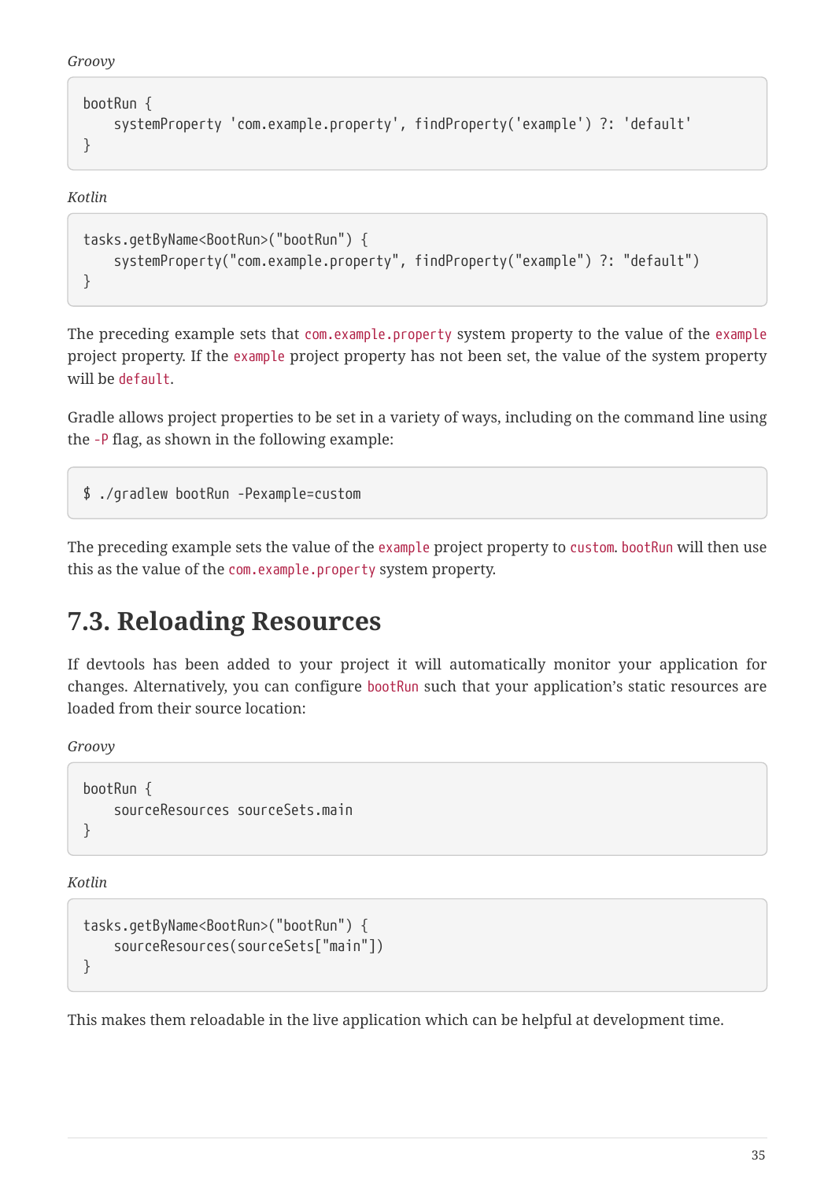*Groovy*

```
bootRun {
    systemProperty 'com.example.property', findProperty('example') ?: 'default'
}
```

*Kotlin*

```
tasks.getByName<BootRun>("bootRun") {
    systemProperty("com.example.property", findProperty("example") ?: "default")
}
```

The preceding example sets that `com.example.property` system property to the value of the `example` project property. If the `example` project property has not been set, the value of the system property will be `default`.

Gradle allows project properties to be set in a variety of ways, including on the command line using the `-P` flag, as shown in the following example:

```
$ ./gradlew bootRun -Pexample=custom
```

The preceding example sets the value of the `example` project property to `custom`. `bootRun` will then use this as the value of the `com.example.property` system property.

## 7.3. Reloading Resources

If devtools has been added to your project it will automatically monitor your application for changes. Alternatively, you can configure `bootRun` such that your application's static resources are loaded from their source location:

*Groovy*

```
bootRun {
    sourceResources sourceSets.main
}
```

*Kotlin*

```
tasks.getByName<BootRun>("bootRun") {
    sourceResources(sourceSets["main"])
}
```

This makes them reloadable in the live application which can be helpful at development time.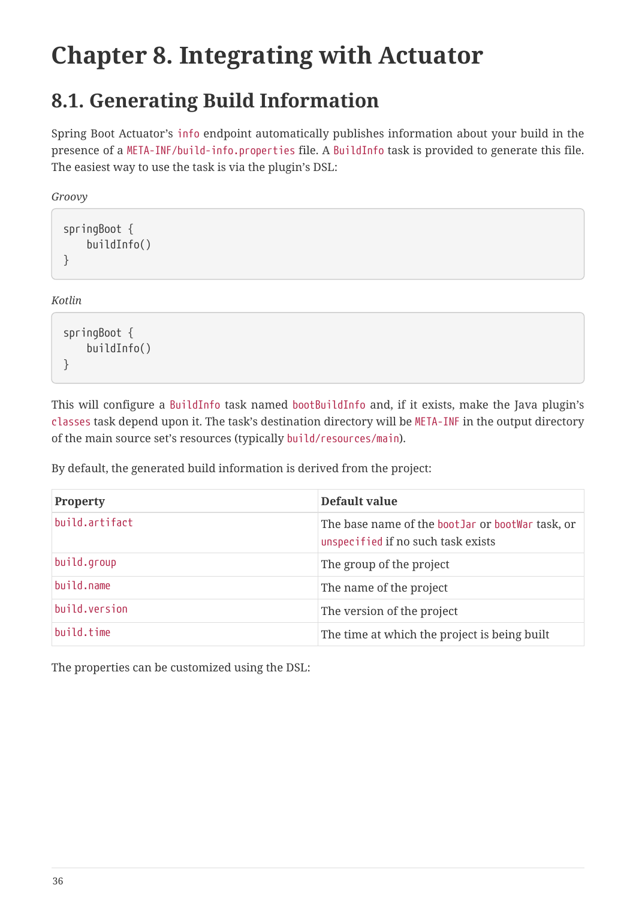# Chapter 8. Integrating with Actuator

## 8.1. Generating Build Information

Spring Boot Actuator's `info` endpoint automatically publishes information about your build in the presence of a `META-INF/build-info.properties` file. A `BuildInfo` task is provided to generate this file. The easiest way to use the task is via the plugin's DSL:

*Groovy*

```
springBoot {
    buildInfo()
}
```

*Kotlin*

```
springBoot {
    buildInfo()
}
```

This will configure a `BuildInfo` task named `bootBuildInfo` and, if it exists, make the Java plugin's `classes` task depend upon it. The task's destination directory will be `META-INF` in the output directory of the main source set's resources (typically `build/resources/main`).

By default, the generated build information is derived from the project:

| Property | Default value |
|---|---|
| `build.artifact` | The base name of the `bootJar` or `bootWar` task, or `unspecified` if no such task exists |
| `build.group` | The group of the project |
| `build.name` | The name of the project |
| `build.version` | The version of the project |
| `build.time` | The time at which the project is being built |

The properties can be customized using the DSL: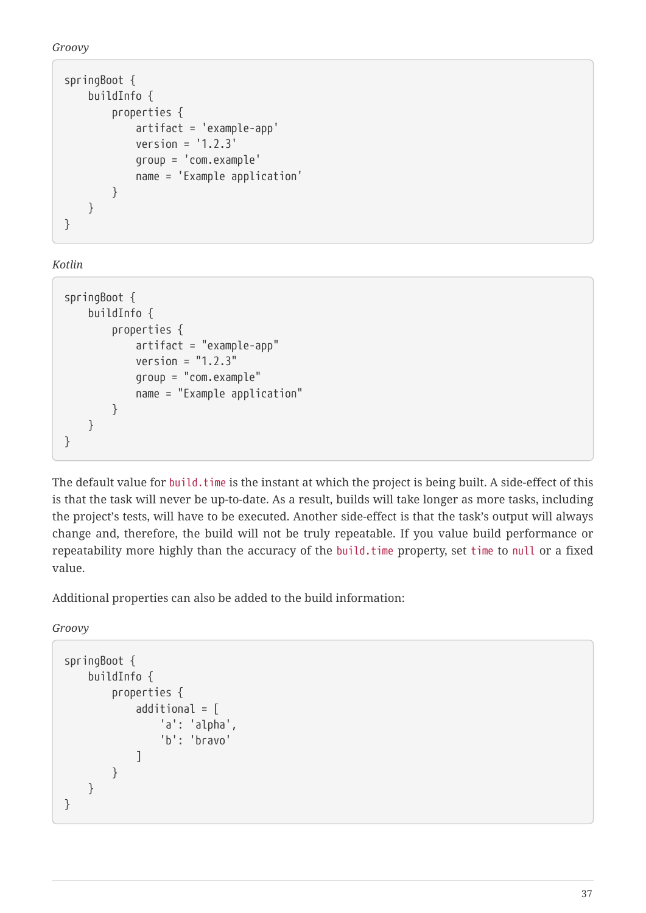*Groovy*

```
springBoot {
    buildInfo {
        properties {
            artifact = 'example-app'
            version = '1.2.3'
            group = 'com.example'
            name = 'Example application'
        }
    }
}
```

*Kotlin*

```
springBoot {
    buildInfo {
        properties {
            artifact = "example-app"
            version = "1.2.3"
            group = "com.example"
            name = "Example application"
        }
    }
}
```

The default value for `build.time` is the instant at which the project is being built. A side-effect of this is that the task will never be up-to-date. As a result, builds will take longer as more tasks, including the project's tests, will have to be executed. Another side-effect is that the task's output will always change and, therefore, the build will not be truly repeatable. If you value build performance or repeatability more highly than the accuracy of the `build.time` property, set `time` to `null` or a fixed value.

Additional properties can also be added to the build information:

*Groovy*

```
springBoot {
    buildInfo {
        properties {
            additional = [
                'a': 'alpha',
                'b': 'bravo'
            ]
        }
    }
}
```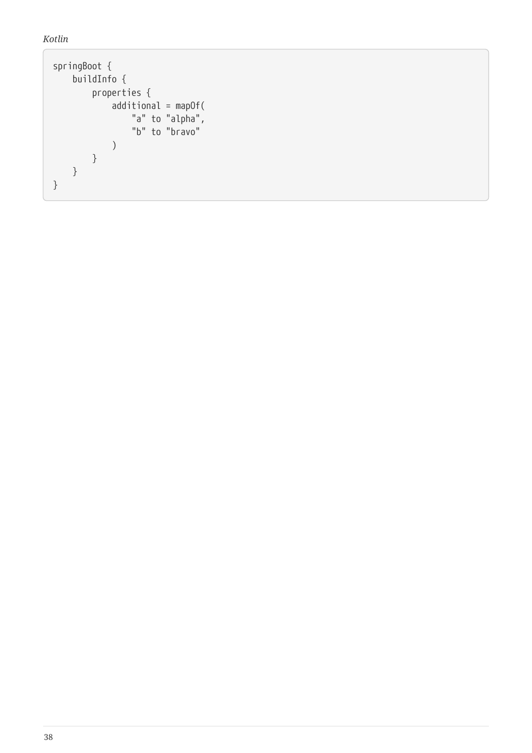*Kotlin*

```
springBoot {
    buildInfo {
        properties {
            additional = mapOf(
                "a" to "alpha",
                "b" to "bravo"
            )
        }
    }
}
```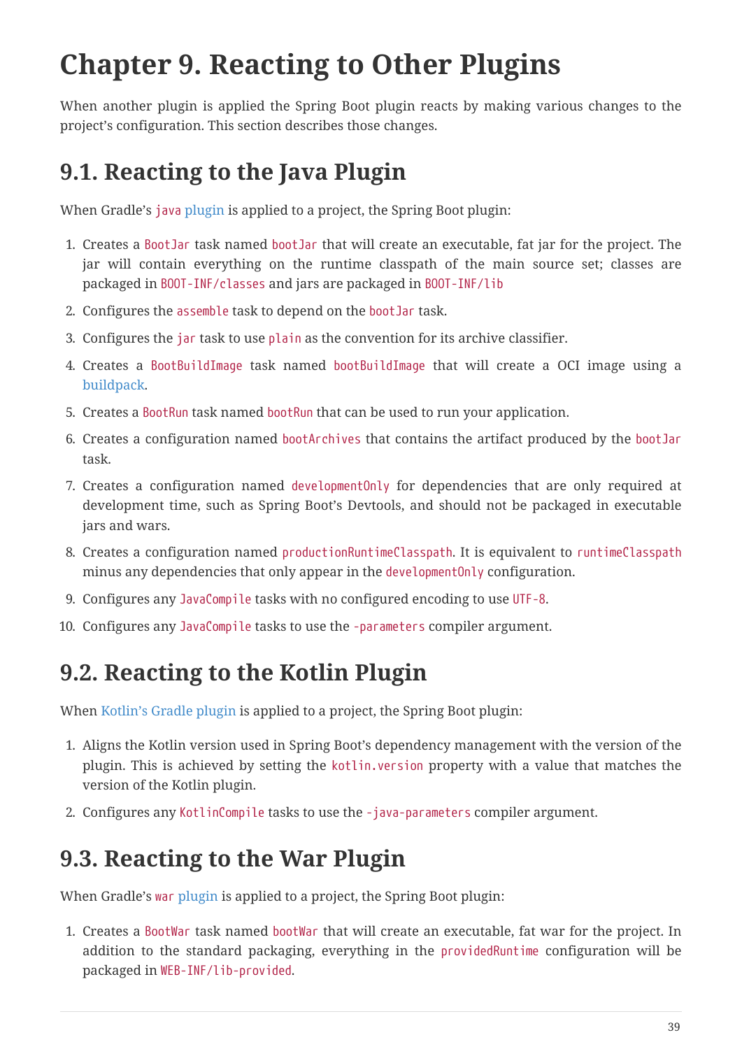# Chapter 9. Reacting to Other Plugins

When another plugin is applied the Spring Boot plugin reacts by making various changes to the project's configuration. This section describes those changes.

## 9.1. Reacting to the Java Plugin

When Gradle's `java` plugin is applied to a project, the Spring Boot plugin:

1. Creates a `BootJar` task named `bootJar` that will create an executable, fat jar for the project. The jar will contain everything on the runtime classpath of the main source set; classes are packaged in `BOOT-INF/classes` and jars are packaged in `BOOT-INF/lib`
2. Configures the `assemble` task to depend on the `bootJar` task.
3. Configures the `jar` task to use `plain` as the convention for its archive classifier.
4. Creates a `BootBuildImage` task named `bootBuildImage` that will create a OCI image using a buildpack.
5. Creates a `BootRun` task named `bootRun` that can be used to run your application.
6. Creates a configuration named `bootArchives` that contains the artifact produced by the `bootJar` task.
7. Creates a configuration named `developmentOnly` for dependencies that are only required at development time, such as Spring Boot's Devtools, and should not be packaged in executable jars and wars.
8. Creates a configuration named `productionRuntimeClasspath`. It is equivalent to `runtimeClasspath` minus any dependencies that only appear in the `developmentOnly` configuration.
9. Configures any `JavaCompile` tasks with no configured encoding to use `UTF-8`.
10. Configures any `JavaCompile` tasks to use the `-parameters` compiler argument.

## 9.2. Reacting to the Kotlin Plugin

When Kotlin's Gradle plugin is applied to a project, the Spring Boot plugin:

1. Aligns the Kotlin version used in Spring Boot's dependency management with the version of the plugin. This is achieved by setting the `kotlin.version` property with a value that matches the version of the Kotlin plugin.
2. Configures any `KotlinCompile` tasks to use the `-java-parameters` compiler argument.

## 9.3. Reacting to the War Plugin

When Gradle's `war` plugin is applied to a project, the Spring Boot plugin:

1. Creates a `BootWar` task named `bootWar` that will create an executable, fat war for the project. In addition to the standard packaging, everything in the `providedRuntime` configuration will be packaged in `WEB-INF/lib-provided`.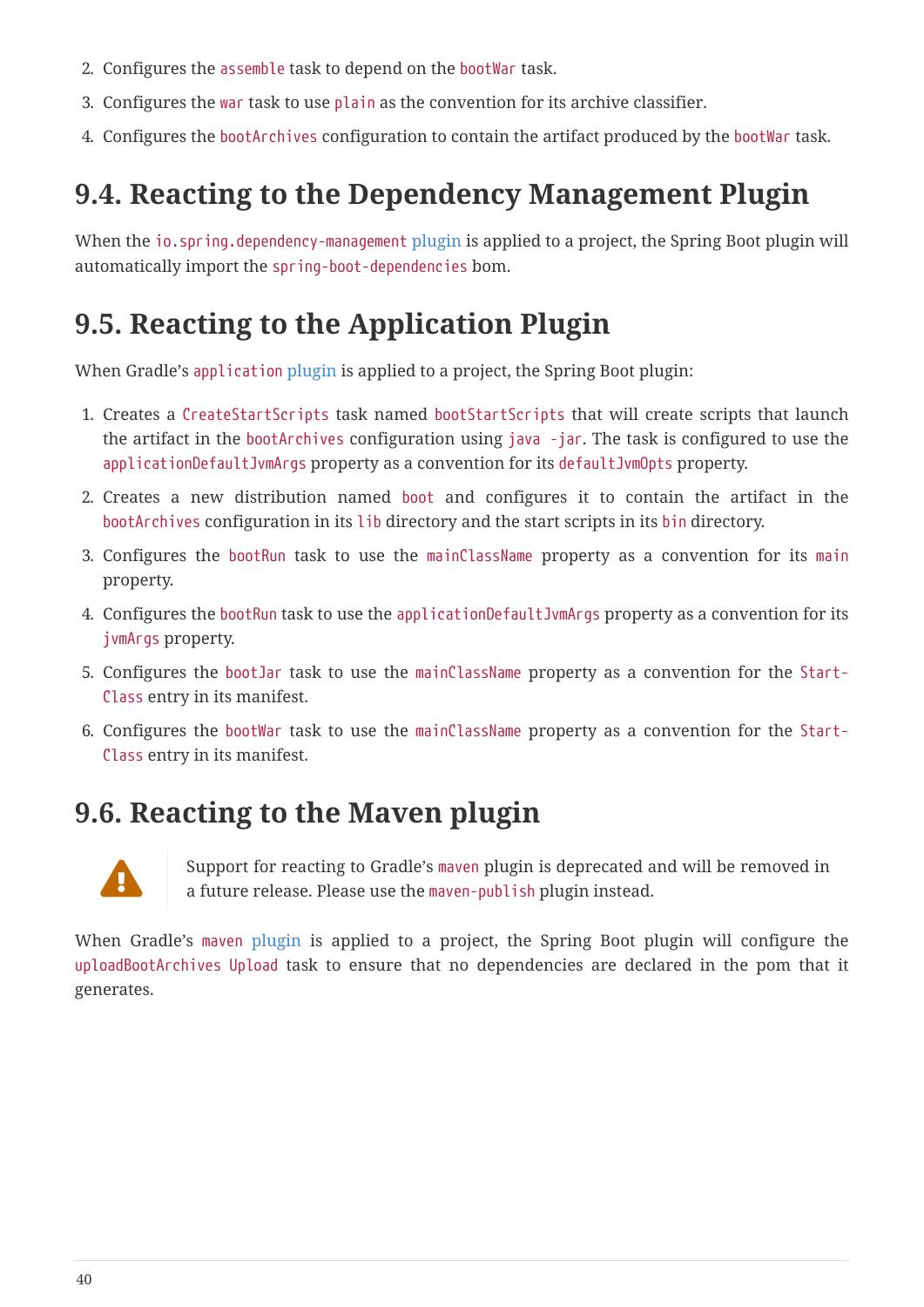2. Configures the `assemble` task to depend on the `bootWar` task.
3. Configures the `war` task to use `plain` as the convention for its archive classifier.
4. Configures the `bootArchives` configuration to contain the artifact produced by the `bootWar` task.

## 9.4. Reacting to the Dependency Management Plugin

When the `io.spring.dependency-management` plugin is applied to a project, the Spring Boot plugin will automatically import the `spring-boot-dependencies` bom.

## 9.5. Reacting to the Application Plugin

When Gradle's `application` plugin is applied to a project, the Spring Boot plugin:

1. Creates a `CreateStartScripts` task named `bootStartScripts` that will create scripts that launch the artifact in the `bootArchives` configuration using `java -jar`. The task is configured to use the `applicationDefaultJvmArgs` property as a convention for its `defaultJvmOpts` property.
2. Creates a new distribution named `boot` and configures it to contain the artifact in the `bootArchives` configuration in its `lib` directory and the start scripts in its `bin` directory.
3. Configures the `bootRun` task to use the `mainClassName` property as a convention for its `main` property.
4. Configures the `bootRun` task to use the `applicationDefaultJvmArgs` property as a convention for its `jvmArgs` property.
5. Configures the `bootJar` task to use the `mainClassName` property as a convention for the `Start-Class` entry in its manifest.
6. Configures the `bootWar` task to use the `mainClassName` property as a convention for the `Start-Class` entry in its manifest.

## 9.6. Reacting to the Maven plugin

> ⚠ Support for reacting to Gradle's `maven` plugin is deprecated and will be removed in a future release. Please use the `maven-publish` plugin instead.

When Gradle's `maven` plugin is applied to a project, the Spring Boot plugin will configure the `uploadBootArchives` `Upload` task to ensure that no dependencies are declared in the pom that it generates.